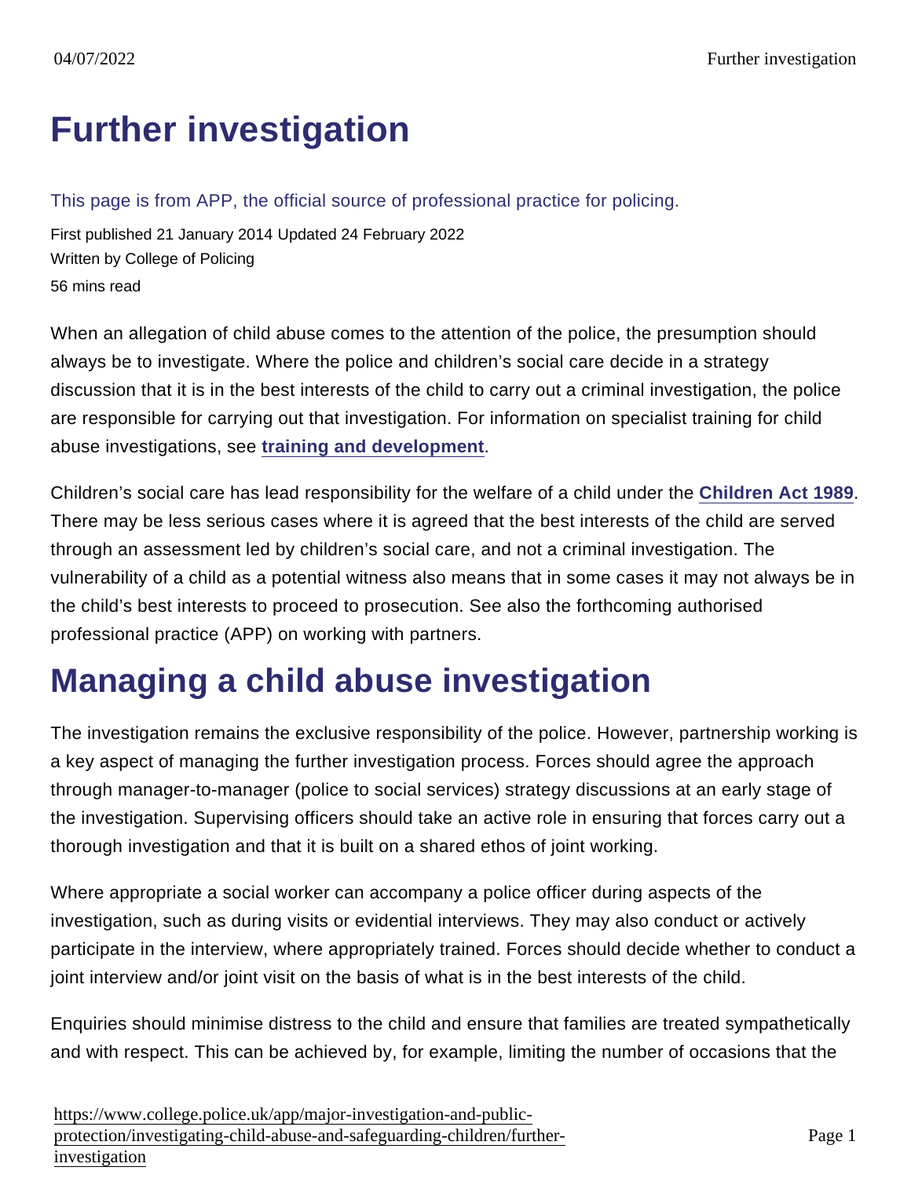# Further investigation

This page is from APP, the official source of professional practice for policing.

First published 21 January 2014 Updated 24 February 2022
Written by College of Policing
56 mins read

When an allegation of child abuse comes to the attention of the police, the presumption should always be to investigate. Where the police and children's social care decide in a strategy discussion that it is in the best interests of the child to carry out a criminal investigation, the police are responsible for carrying out that investigation. For information on specialist training for child abuse investigations, see **training and development**.

Children's social care has lead responsibility for the welfare of a child under the **Children Act 1989**. There may be less serious cases where it is agreed that the best interests of the child are served through an assessment led by children's social care, and not a criminal investigation. The vulnerability of a child as a potential witness also means that in some cases it may not always be in the child's best interests to proceed to prosecution. See also the forthcoming authorised professional practice (APP) on working with partners.

## Managing a child abuse investigation

The investigation remains the exclusive responsibility of the police. However, partnership working is a key aspect of managing the further investigation process. Forces should agree the approach through manager-to-manager (police to social services) strategy discussions at an early stage of the investigation. Supervising officers should take an active role in ensuring that forces carry out a thorough investigation and that it is built on a shared ethos of joint working.

Where appropriate a social worker can accompany a police officer during aspects of the investigation, such as during visits or evidential interviews. They may also conduct or actively participate in the interview, where appropriately trained. Forces should decide whether to conduct a joint interview and/or joint visit on the basis of what is in the best interests of the child.

Enquiries should minimise distress to the child and ensure that families are treated sympathetically and with respect. This can be achieved by, for example, limiting the number of occasions that the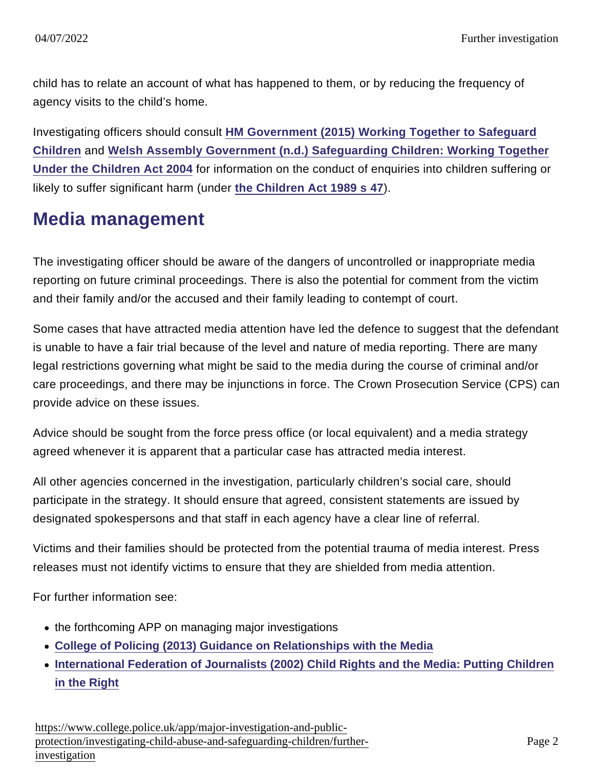child has to relate an account of what has happened to them, or by reducing the frequency of agency visits to the child's home.

Investigating officers should consult **HM Government (2015) Working Together to Safeguard Children** and **Welsh Assembly Government (n.d.) Safeguarding Children: Working Together Under the Children Act 2004** for information on the conduct of enquiries into children suffering or likely to suffer significant harm (under **the Children Act 1989 s 47**).

## Media management

The investigating officer should be aware of the dangers of uncontrolled or inappropriate media reporting on future criminal proceedings. There is also the potential for comment from the victim and their family and/or the accused and their family leading to contempt of court.

Some cases that have attracted media attention have led the defence to suggest that the defendant is unable to have a fair trial because of the level and nature of media reporting. There are many legal restrictions governing what might be said to the media during the course of criminal and/or care proceedings, and there may be injunctions in force. The Crown Prosecution Service (CPS) can provide advice on these issues.

Advice should be sought from the force press office (or local equivalent) and a media strategy agreed whenever it is apparent that a particular case has attracted media interest.

All other agencies concerned in the investigation, particularly children's social care, should participate in the strategy. It should ensure that agreed, consistent statements are issued by designated spokespersons and that staff in each agency have a clear line of referral.

Victims and their families should be protected from the potential trauma of media interest. Press releases must not identify victims to ensure that they are shielded from media attention.

For further information see:

- the forthcoming APP on managing major investigations
- **College of Policing (2013) Guidance on Relationships with the Media**
- **International Federation of Journalists (2002) Child Rights and the Media: Putting Children in the Right**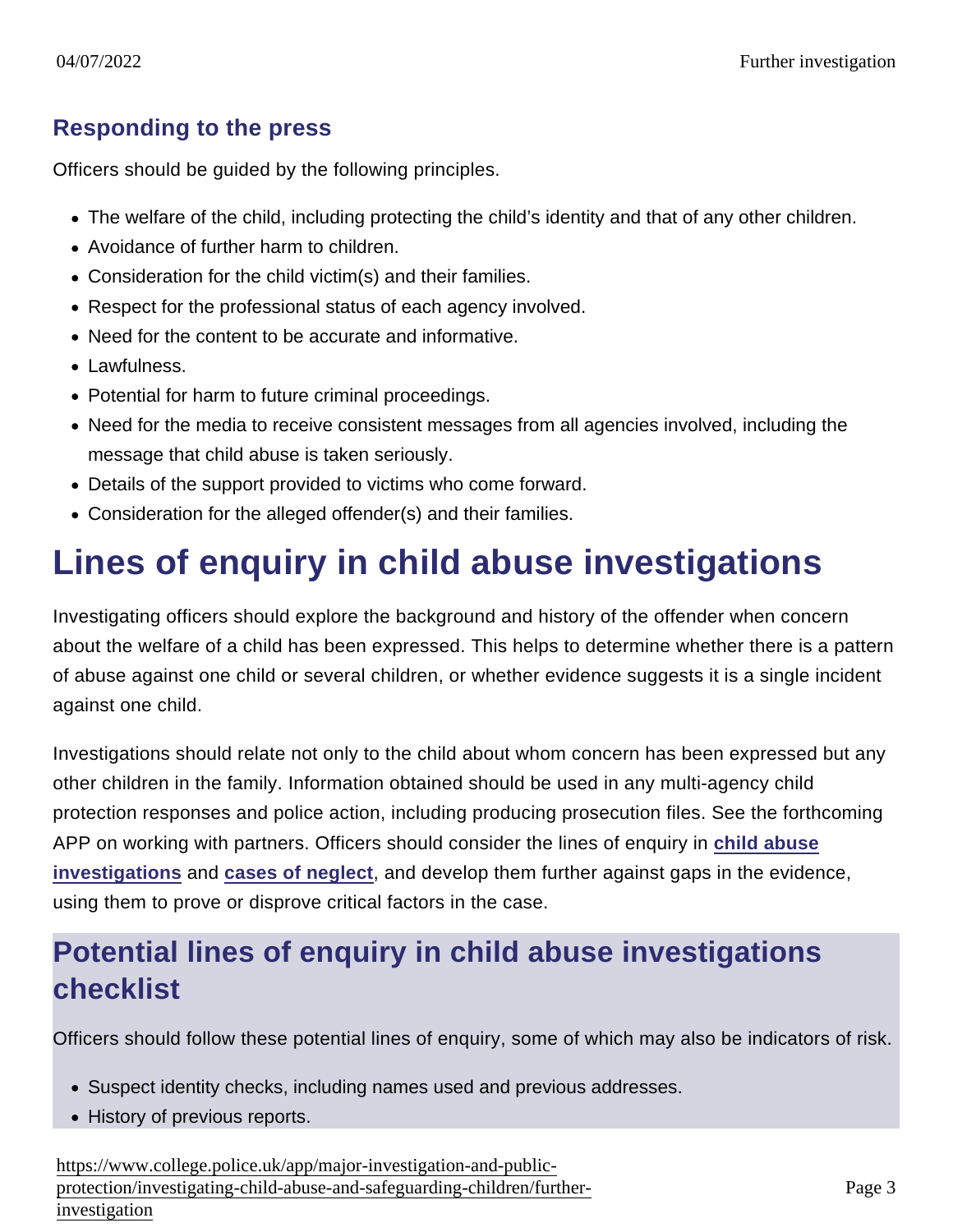### Responding to the press

Officers should be guided by the following principles.

- The welfare of the child, including protecting the child's identity and that of any other children.
- Avoidance of further harm to children.
- Consideration for the child victim(s) and their families.
- Respect for the professional status of each agency involved.
- Need for the content to be accurate and informative.
- Lawfulness.
- Potential for harm to future criminal proceedings.
- Need for the media to receive consistent messages from all agencies involved, including the message that child abuse is taken seriously.
- Details of the support provided to victims who come forward.
- Consideration for the alleged offender(s) and their families.

# Lines of enquiry in child abuse investigations

Investigating officers should explore the background and history of the offender when concern about the welfare of a child has been expressed. This helps to determine whether there is a pattern of abuse against one child or several children, or whether evidence suggests it is a single incident against one child.

Investigations should relate not only to the child about whom concern has been expressed but any other children in the family. Information obtained should be used in any multi-agency child protection responses and police action, including producing prosecution files. See the forthcoming APP on working with partners. Officers should consider the lines of enquiry in **child abuse investigations** and **cases of neglect**, and develop them further against gaps in the evidence, using them to prove or disprove critical factors in the case.

## Potential lines of enquiry in child abuse investigations checklist

Officers should follow these potential lines of enquiry, some of which may also be indicators of risk.

- Suspect identity checks, including names used and previous addresses.
- History of previous reports.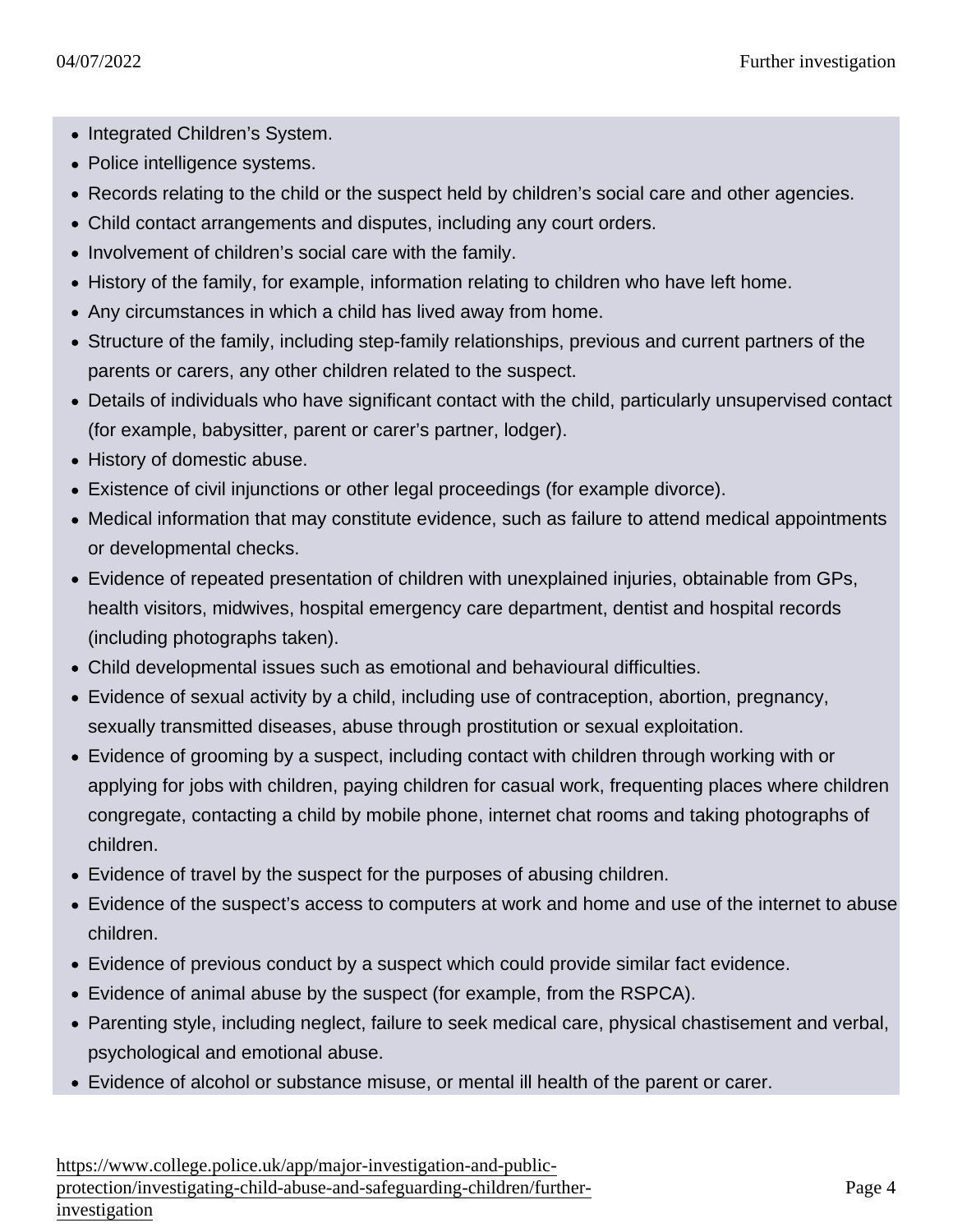- Integrated Children's System.
- Police intelligence systems.
- Records relating to the child or the suspect held by children's social care and other agencies.
- Child contact arrangements and disputes, including any court orders.
- Involvement of children's social care with the family.
- History of the family, for example, information relating to children who have left home.
- Any circumstances in which a child has lived away from home.
- Structure of the family, including step-family relationships, previous and current partners of the parents or carers, any other children related to the suspect.
- Details of individuals who have significant contact with the child, particularly unsupervised contact (for example, babysitter, parent or carer's partner, lodger).
- History of domestic abuse.
- Existence of civil injunctions or other legal proceedings (for example divorce).
- Medical information that may constitute evidence, such as failure to attend medical appointments or developmental checks.
- Evidence of repeated presentation of children with unexplained injuries, obtainable from GPs, health visitors, midwives, hospital emergency care department, dentist and hospital records (including photographs taken).
- Child developmental issues such as emotional and behavioural difficulties.
- Evidence of sexual activity by a child, including use of contraception, abortion, pregnancy, sexually transmitted diseases, abuse through prostitution or sexual exploitation.
- Evidence of grooming by a suspect, including contact with children through working with or applying for jobs with children, paying children for casual work, frequenting places where children congregate, contacting a child by mobile phone, internet chat rooms and taking photographs of children.
- Evidence of travel by the suspect for the purposes of abusing children.
- Evidence of the suspect's access to computers at work and home and use of the internet to abuse children.
- Evidence of previous conduct by a suspect which could provide similar fact evidence.
- Evidence of animal abuse by the suspect (for example, from the RSPCA).
- Parenting style, including neglect, failure to seek medical care, physical chastisement and verbal, psychological and emotional abuse.
- Evidence of alcohol or substance misuse, or mental ill health of the parent or carer.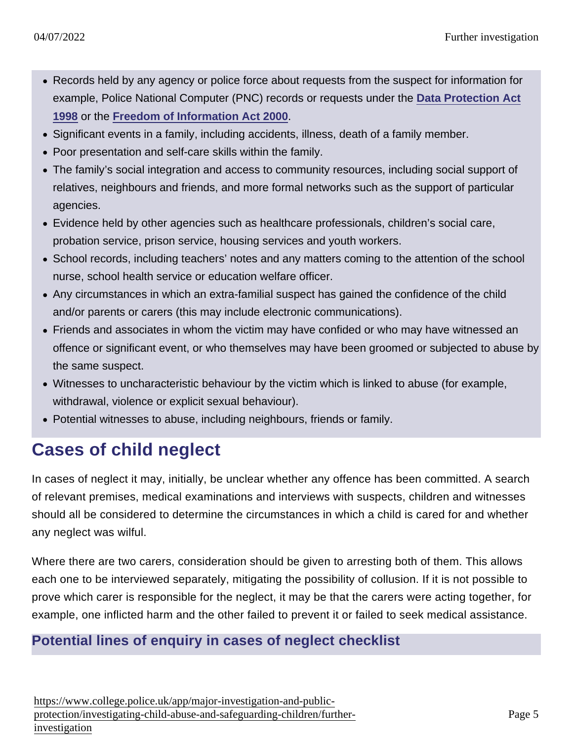- Records held by any agency or police force about requests from the suspect for information for example, Police National Computer (PNC) records or requests under the Data Protection Act 1998 or the Freedom of Information Act 2000.
- Significant events in a family, including accidents, illness, death of a family member.
- Poor presentation and self-care skills within the family.
- The family's social integration and access to community resources, including social support of relatives, neighbours and friends, and more formal networks such as the support of particular agencies.
- Evidence held by other agencies such as healthcare professionals, children's social care, probation service, prison service, housing services and youth workers.
- School records, including teachers' notes and any matters coming to the attention of the school nurse, school health service or education welfare officer.
- Any circumstances in which an extra-familial suspect has gained the confidence of the child and/or parents or carers (this may include electronic communications).
- Friends and associates in whom the victim may have confided or who may have witnessed an offence or significant event, or who themselves may have been groomed or subjected to abuse by the same suspect.
- Witnesses to uncharacteristic behaviour by the victim which is linked to abuse (for example, withdrawal, violence or explicit sexual behaviour).
- Potential witnesses to abuse, including neighbours, friends or family.

## Cases of child neglect

In cases of neglect it may, initially, be unclear whether any offence has been committed. A search of relevant premises, medical examinations and interviews with suspects, children and witnesses should all be considered to determine the circumstances in which a child is cared for and whether any neglect was wilful.

Where there are two carers, consideration should be given to arresting both of them. This allows each one to be interviewed separately, mitigating the possibility of collusion. If it is not possible to prove which carer is responsible for the neglect, it may be that the carers were acting together, for example, one inflicted harm and the other failed to prevent it or failed to seek medical assistance.

### Potential lines of enquiry in cases of neglect checklist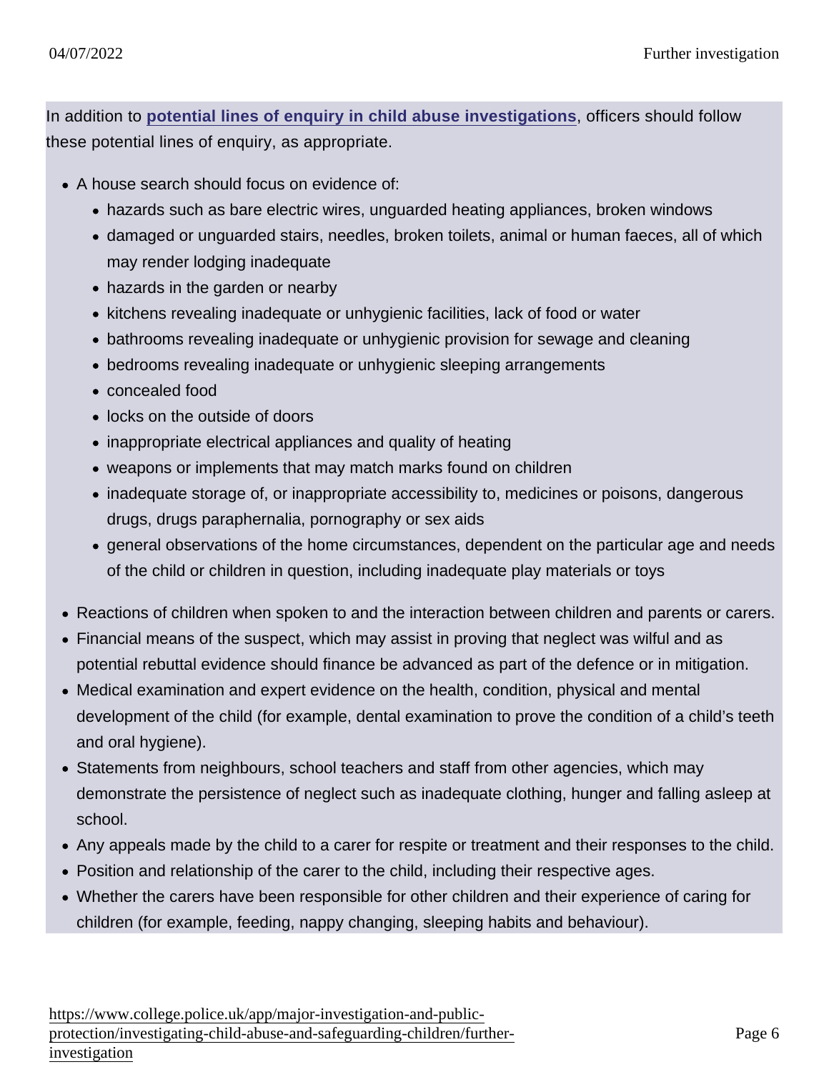In addition to [potential lines of enquiry in child abuse investigations](), officers should follow these potential lines of enquiry, as appropriate.

- A house search should focus on evidence of:
  - hazards such as bare electric wires, unguarded heating appliances, broken windows
  - damaged or unguarded stairs, needles, broken toilets, animal or human faeces, all of which may render lodging inadequate
  - hazards in the garden or nearby
  - kitchens revealing inadequate or unhygienic facilities, lack of food or water
  - bathrooms revealing inadequate or unhygienic provision for sewage and cleaning
  - bedrooms revealing inadequate or unhygienic sleeping arrangements
  - concealed food
  - locks on the outside of doors
  - inappropriate electrical appliances and quality of heating
  - weapons or implements that may match marks found on children
  - inadequate storage of, or inappropriate accessibility to, medicines or poisons, dangerous drugs, drugs paraphernalia, pornography or sex aids
  - general observations of the home circumstances, dependent on the particular age and needs of the child or children in question, including inadequate play materials or toys
- Reactions of children when spoken to and the interaction between children and parents or carers.
- Financial means of the suspect, which may assist in proving that neglect was wilful and as potential rebuttal evidence should finance be advanced as part of the defence or in mitigation.
- Medical examination and expert evidence on the health, condition, physical and mental development of the child (for example, dental examination to prove the condition of a child's teeth and oral hygiene).
- Statements from neighbours, school teachers and staff from other agencies, which may demonstrate the persistence of neglect such as inadequate clothing, hunger and falling asleep at school.
- Any appeals made by the child to a carer for respite or treatment and their responses to the child.
- Position and relationship of the carer to the child, including their respective ages.
- Whether the carers have been responsible for other children and their experience of caring for children (for example, feeding, nappy changing, sleeping habits and behaviour).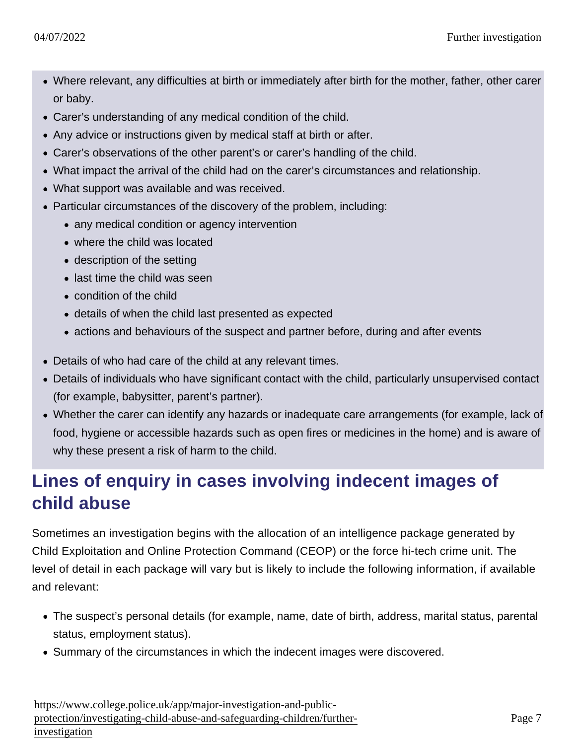- Where relevant, any difficulties at birth or immediately after birth for the mother, father, other carer or baby.
- Carer's understanding of any medical condition of the child.
- Any advice or instructions given by medical staff at birth or after.
- Carer's observations of the other parent's or carer's handling of the child.
- What impact the arrival of the child had on the carer's circumstances and relationship.
- What support was available and was received.
- Particular circumstances of the discovery of the problem, including:
  - any medical condition or agency intervention
  - where the child was located
  - description of the setting
  - last time the child was seen
  - condition of the child
  - details of when the child last presented as expected
  - actions and behaviours of the suspect and partner before, during and after events
- Details of who had care of the child at any relevant times.
- Details of individuals who have significant contact with the child, particularly unsupervised contact (for example, babysitter, parent's partner).
- Whether the carer can identify any hazards or inadequate care arrangements (for example, lack of food, hygiene or accessible hazards such as open fires or medicines in the home) and is aware of why these present a risk of harm to the child.

## Lines of enquiry in cases involving indecent images of child abuse

Sometimes an investigation begins with the allocation of an intelligence package generated by Child Exploitation and Online Protection Command (CEOP) or the force hi-tech crime unit. The level of detail in each package will vary but is likely to include the following information, if available and relevant:

- The suspect's personal details (for example, name, date of birth, address, marital status, parental status, employment status).
- Summary of the circumstances in which the indecent images were discovered.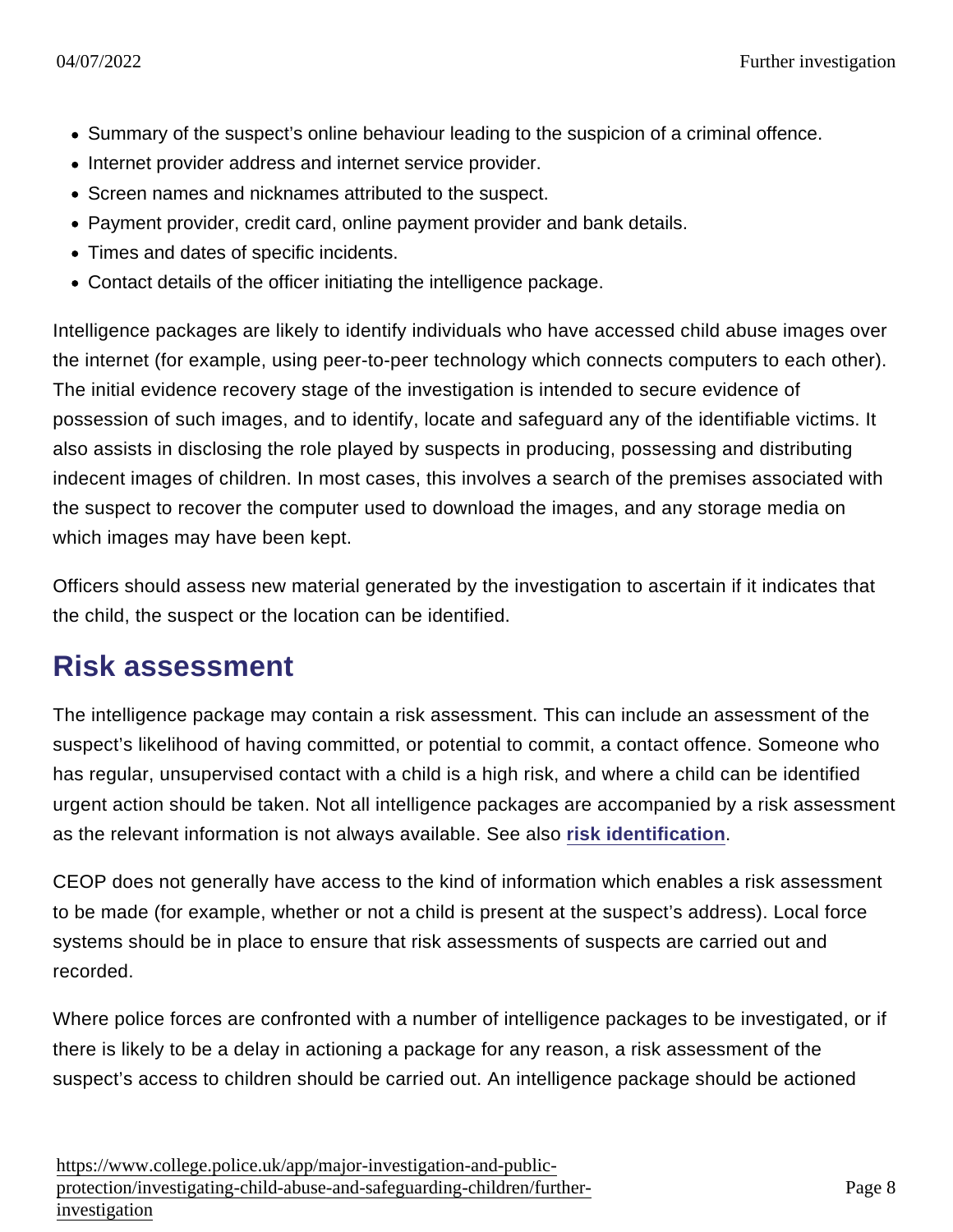- Summary of the suspect's online behaviour leading to the suspicion of a criminal offence.
- Internet provider address and internet service provider.
- Screen names and nicknames attributed to the suspect.
- Payment provider, credit card, online payment provider and bank details.
- Times and dates of specific incidents.
- Contact details of the officer initiating the intelligence package.

Intelligence packages are likely to identify individuals who have accessed child abuse images over the internet (for example, using peer-to-peer technology which connects computers to each other). The initial evidence recovery stage of the investigation is intended to secure evidence of possession of such images, and to identify, locate and safeguard any of the identifiable victims. It also assists in disclosing the role played by suspects in producing, possessing and distributing indecent images of children. In most cases, this involves a search of the premises associated with the suspect to recover the computer used to download the images, and any storage media on which images may have been kept.

Officers should assess new material generated by the investigation to ascertain if it indicates that the child, the suspect or the location can be identified.

## Risk assessment

The intelligence package may contain a risk assessment. This can include an assessment of the suspect's likelihood of having committed, or potential to commit, a contact offence. Someone who has regular, unsupervised contact with a child is a high risk, and where a child can be identified urgent action should be taken. Not all intelligence packages are accompanied by a risk assessment as the relevant information is not always available. See also **risk identification**.

CEOP does not generally have access to the kind of information which enables a risk assessment to be made (for example, whether or not a child is present at the suspect's address). Local force systems should be in place to ensure that risk assessments of suspects are carried out and recorded.

Where police forces are confronted with a number of intelligence packages to be investigated, or if there is likely to be a delay in actioning a package for any reason, a risk assessment of the suspect's access to children should be carried out. An intelligence package should be actioned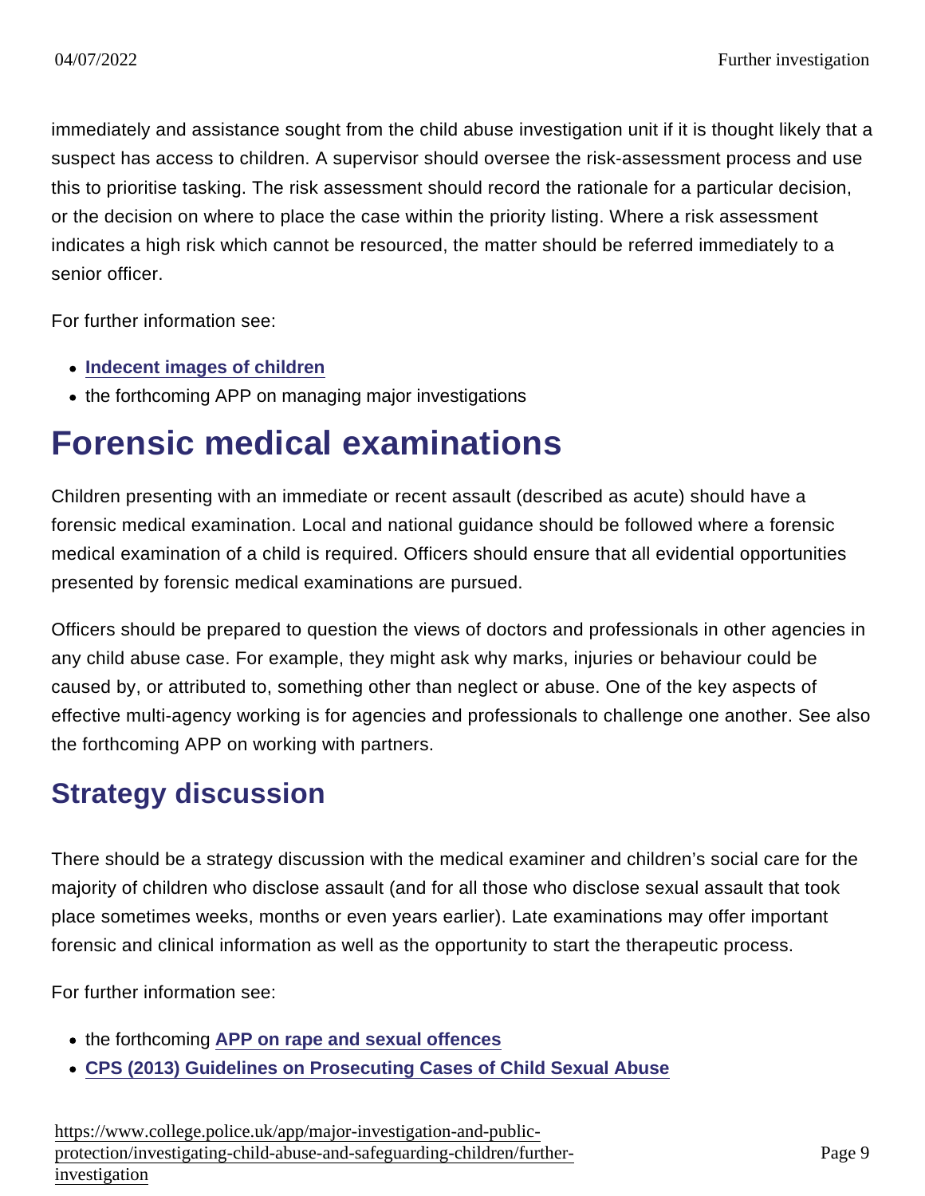immediately and assistance sought from the child abuse investigation unit if it is thought likely that a suspect has access to children. A supervisor should oversee the risk-assessment process and use this to prioritise tasking. The risk assessment should record the rationale for a particular decision, or the decision on where to place the case within the priority listing. Where a risk assessment indicates a high risk which cannot be resourced, the matter should be referred immediately to a senior officer.

For further information see:

- **Indecent images of children**
- the forthcoming APP on managing major investigations

# Forensic medical examinations

Children presenting with an immediate or recent assault (described as acute) should have a forensic medical examination. Local and national guidance should be followed where a forensic medical examination of a child is required. Officers should ensure that all evidential opportunities presented by forensic medical examinations are pursued.

Officers should be prepared to question the views of doctors and professionals in other agencies in any child abuse case. For example, they might ask why marks, injuries or behaviour could be caused by, or attributed to, something other than neglect or abuse. One of the key aspects of effective multi-agency working is for agencies and professionals to challenge one another. See also the forthcoming APP on working with partners.

## Strategy discussion

There should be a strategy discussion with the medical examiner and children's social care for the majority of children who disclose assault (and for all those who disclose sexual assault that took place sometimes weeks, months or even years earlier). Late examinations may offer important forensic and clinical information as well as the opportunity to start the therapeutic process.

For further information see:

- the forthcoming **APP on rape and sexual offences**
- **CPS (2013) Guidelines on Prosecuting Cases of Child Sexual Abuse**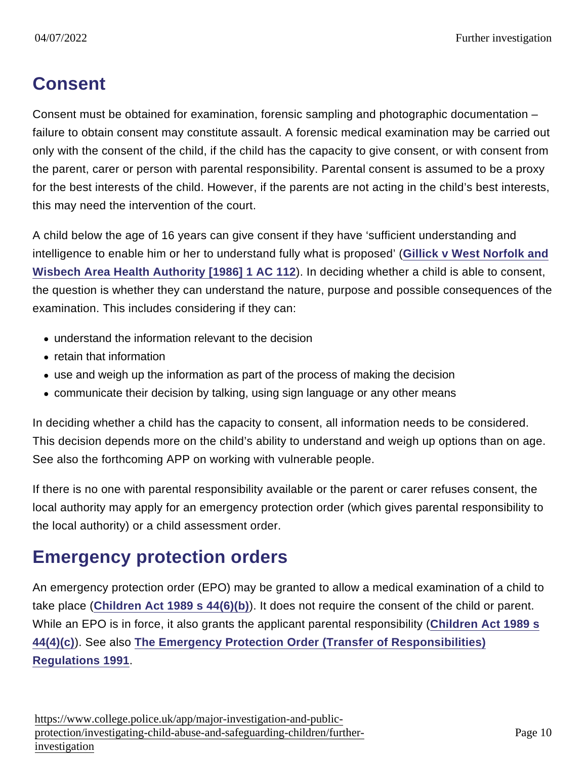## Consent

Consent must be obtained for examination, forensic sampling and photographic documentation – failure to obtain consent may constitute assault. A forensic medical examination may be carried out only with the consent of the child, if the child has the capacity to give consent, or with consent from the parent, carer or person with parental responsibility. Parental consent is assumed to be a proxy for the best interests of the child. However, if the parents are not acting in the child's best interests, this may need the intervention of the court.

A child below the age of 16 years can give consent if they have 'sufficient understanding and intelligence to enable him or her to understand fully what is proposed' (**Gillick v West Norfolk and Wisbech Area Health Authority [1986] 1 AC 112**). In deciding whether a child is able to consent, the question is whether they can understand the nature, purpose and possible consequences of the examination. This includes considering if they can:

- understand the information relevant to the decision
- retain that information
- use and weigh up the information as part of the process of making the decision
- communicate their decision by talking, using sign language or any other means

In deciding whether a child has the capacity to consent, all information needs to be considered. This decision depends more on the child's ability to understand and weigh up options than on age. See also the forthcoming APP on working with vulnerable people.

If there is no one with parental responsibility available or the parent or carer refuses consent, the local authority may apply for an emergency protection order (which gives parental responsibility to the local authority) or a child assessment order.

## Emergency protection orders

An emergency protection order (EPO) may be granted to allow a medical examination of a child to take place (**Children Act 1989 s 44(6)(b)**). It does not require the consent of the child or parent. While an EPO is in force, it also grants the applicant parental responsibility (**Children Act 1989 s 44(4)(c)**). See also **The Emergency Protection Order (Transfer of Responsibilities) Regulations 1991**.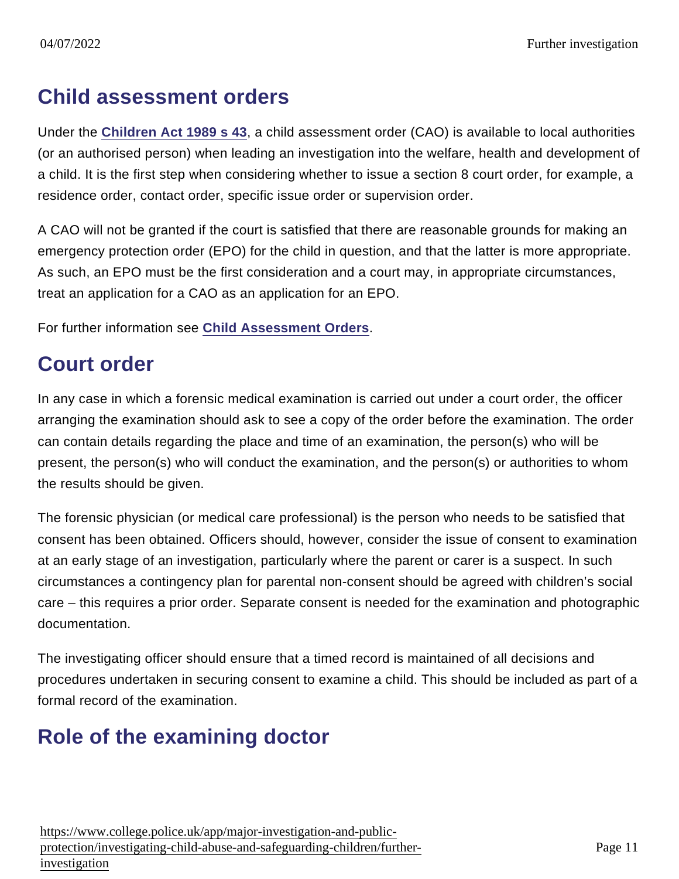## Child assessment orders

Under the Children Act 1989 s 43, a child assessment order (CAO) is available to local authorities (or an authorised person) when leading an investigation into the welfare, health and development of a child. It is the first step when considering whether to issue a section 8 court order, for example, a residence order, contact order, specific issue order or supervision order.

A CAO will not be granted if the court is satisfied that there are reasonable grounds for making an emergency protection order (EPO) for the child in question, and that the latter is more appropriate. As such, an EPO must be the first consideration and a court may, in appropriate circumstances, treat an application for a CAO as an application for an EPO.

For further information see Child Assessment Orders.

## Court order

In any case in which a forensic medical examination is carried out under a court order, the officer arranging the examination should ask to see a copy of the order before the examination. The order can contain details regarding the place and time of an examination, the person(s) who will be present, the person(s) who will conduct the examination, and the person(s) or authorities to whom the results should be given.

The forensic physician (or medical care professional) is the person who needs to be satisfied that consent has been obtained. Officers should, however, consider the issue of consent to examination at an early stage of an investigation, particularly where the parent or carer is a suspect. In such circumstances a contingency plan for parental non-consent should be agreed with children's social care – this requires a prior order. Separate consent is needed for the examination and photographic documentation.

The investigating officer should ensure that a timed record is maintained of all decisions and procedures undertaken in securing consent to examine a child. This should be included as part of a formal record of the examination.

## Role of the examining doctor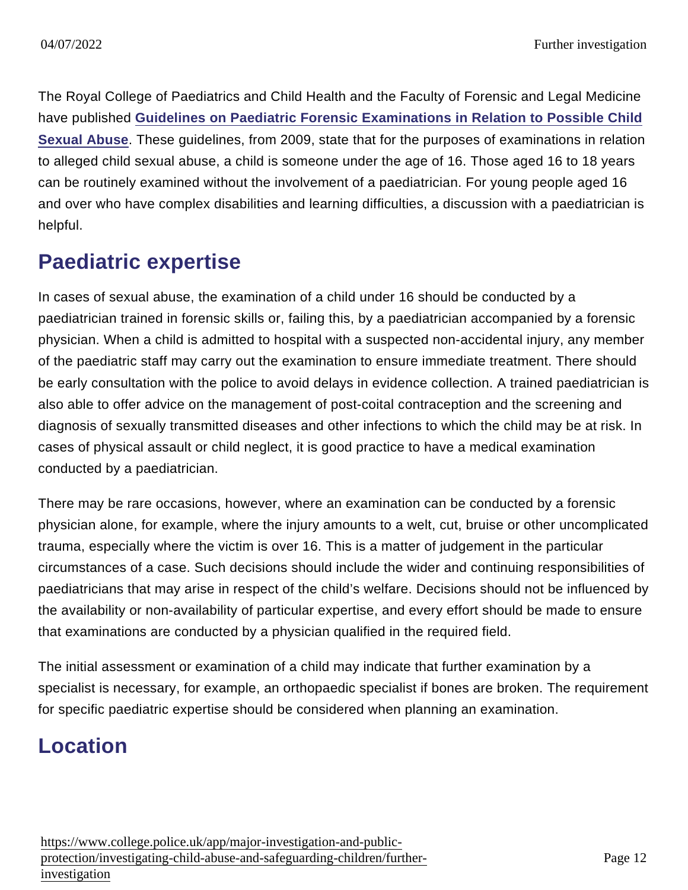The Royal College of Paediatrics and Child Health and the Faculty of Forensic and Legal Medicine have published **Guidelines on Paediatric Forensic Examinations in Relation to Possible Child Sexual Abuse**. These guidelines, from 2009, state that for the purposes of examinations in relation to alleged child sexual abuse, a child is someone under the age of 16. Those aged 16 to 18 years can be routinely examined without the involvement of a paediatrician. For young people aged 16 and over who have complex disabilities and learning difficulties, a discussion with a paediatrician is helpful.

## Paediatric expertise

In cases of sexual abuse, the examination of a child under 16 should be conducted by a paediatrician trained in forensic skills or, failing this, by a paediatrician accompanied by a forensic physician. When a child is admitted to hospital with a suspected non-accidental injury, any member of the paediatric staff may carry out the examination to ensure immediate treatment. There should be early consultation with the police to avoid delays in evidence collection. A trained paediatrician is also able to offer advice on the management of post-coital contraception and the screening and diagnosis of sexually transmitted diseases and other infections to which the child may be at risk. In cases of physical assault or child neglect, it is good practice to have a medical examination conducted by a paediatrician.

There may be rare occasions, however, where an examination can be conducted by a forensic physician alone, for example, where the injury amounts to a welt, cut, bruise or other uncomplicated trauma, especially where the victim is over 16. This is a matter of judgement in the particular circumstances of a case. Such decisions should include the wider and continuing responsibilities of paediatricians that may arise in respect of the child's welfare. Decisions should not be influenced by the availability or non-availability of particular expertise, and every effort should be made to ensure that examinations are conducted by a physician qualified in the required field.

The initial assessment or examination of a child may indicate that further examination by a specialist is necessary, for example, an orthopaedic specialist if bones are broken. The requirement for specific paediatric expertise should be considered when planning an examination.

## Location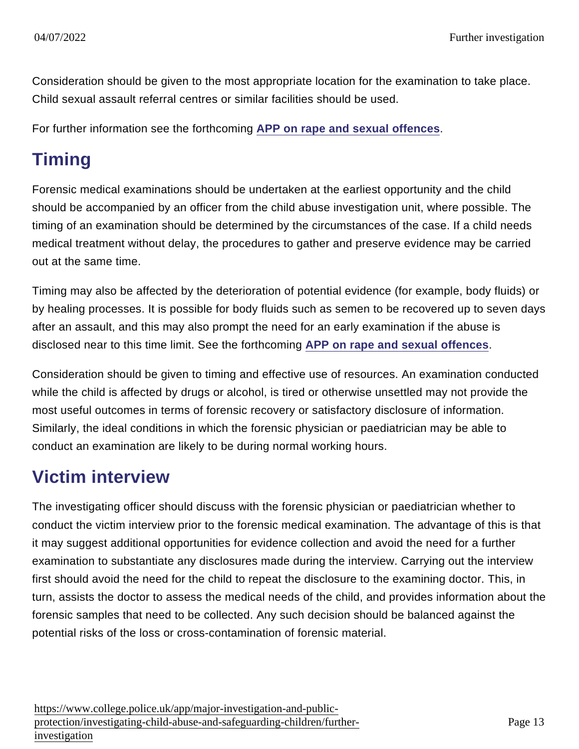Consideration should be given to the most appropriate location for the examination to take place. Child sexual assault referral centres or similar facilities should be used.

For further information see the forthcoming APP on rape and sexual offences.

## Timing

Forensic medical examinations should be undertaken at the earliest opportunity and the child should be accompanied by an officer from the child abuse investigation unit, where possible. The timing of an examination should be determined by the circumstances of the case. If a child needs medical treatment without delay, the procedures to gather and preserve evidence may be carried out at the same time.

Timing may also be affected by the deterioration of potential evidence (for example, body fluids) or by healing processes. It is possible for body fluids such as semen to be recovered up to seven days after an assault, and this may also prompt the need for an early examination if the abuse is disclosed near to this time limit. See the forthcoming APP on rape and sexual offences.

Consideration should be given to timing and effective use of resources. An examination conducted while the child is affected by drugs or alcohol, is tired or otherwise unsettled may not provide the most useful outcomes in terms of forensic recovery or satisfactory disclosure of information. Similarly, the ideal conditions in which the forensic physician or paediatrician may be able to conduct an examination are likely to be during normal working hours.

## Victim interview

The investigating officer should discuss with the forensic physician or paediatrician whether to conduct the victim interview prior to the forensic medical examination. The advantage of this is that it may suggest additional opportunities for evidence collection and avoid the need for a further examination to substantiate any disclosures made during the interview. Carrying out the interview first should avoid the need for the child to repeat the disclosure to the examining doctor. This, in turn, assists the doctor to assess the medical needs of the child, and provides information about the forensic samples that need to be collected. Any such decision should be balanced against the potential risks of the loss or cross-contamination of forensic material.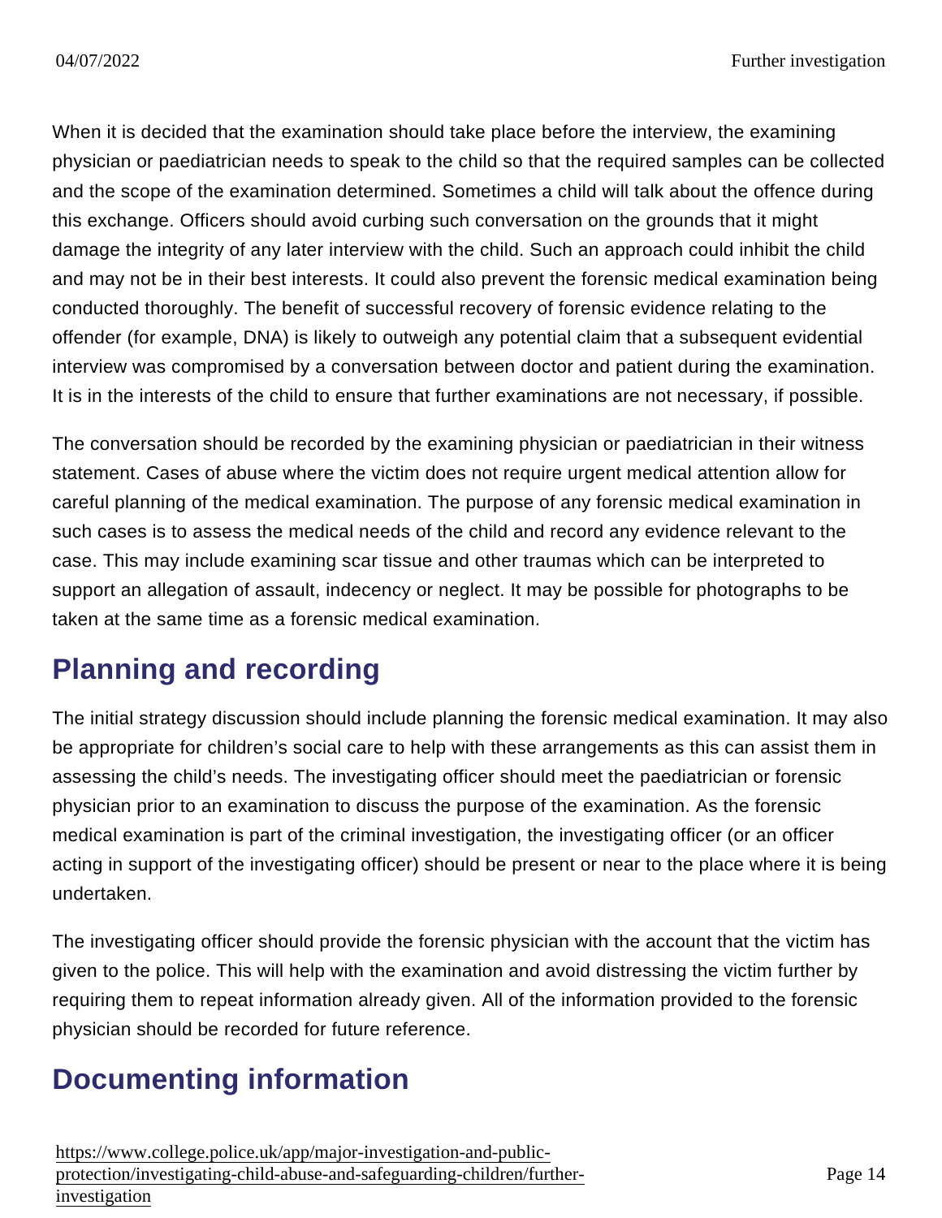When it is decided that the examination should take place before the interview, the examining physician or paediatrician needs to speak to the child so that the required samples can be collected and the scope of the examination determined. Sometimes a child will talk about the offence during this exchange. Officers should avoid curbing such conversation on the grounds that it might damage the integrity of any later interview with the child. Such an approach could inhibit the child and may not be in their best interests. It could also prevent the forensic medical examination being conducted thoroughly. The benefit of successful recovery of forensic evidence relating to the offender (for example, DNA) is likely to outweigh any potential claim that a subsequent evidential interview was compromised by a conversation between doctor and patient during the examination. It is in the interests of the child to ensure that further examinations are not necessary, if possible.

The conversation should be recorded by the examining physician or paediatrician in their witness statement. Cases of abuse where the victim does not require urgent medical attention allow for careful planning of the medical examination. The purpose of any forensic medical examination in such cases is to assess the medical needs of the child and record any evidence relevant to the case. This may include examining scar tissue and other traumas which can be interpreted to support an allegation of assault, indecency or neglect. It may be possible for photographs to be taken at the same time as a forensic medical examination.

## Planning and recording

The initial strategy discussion should include planning the forensic medical examination. It may also be appropriate for children's social care to help with these arrangements as this can assist them in assessing the child's needs. The investigating officer should meet the paediatrician or forensic physician prior to an examination to discuss the purpose of the examination. As the forensic medical examination is part of the criminal investigation, the investigating officer (or an officer acting in support of the investigating officer) should be present or near to the place where it is being undertaken.

The investigating officer should provide the forensic physician with the account that the victim has given to the police. This will help with the examination and avoid distressing the victim further by requiring them to repeat information already given. All of the information provided to the forensic physician should be recorded for future reference.

## Documenting information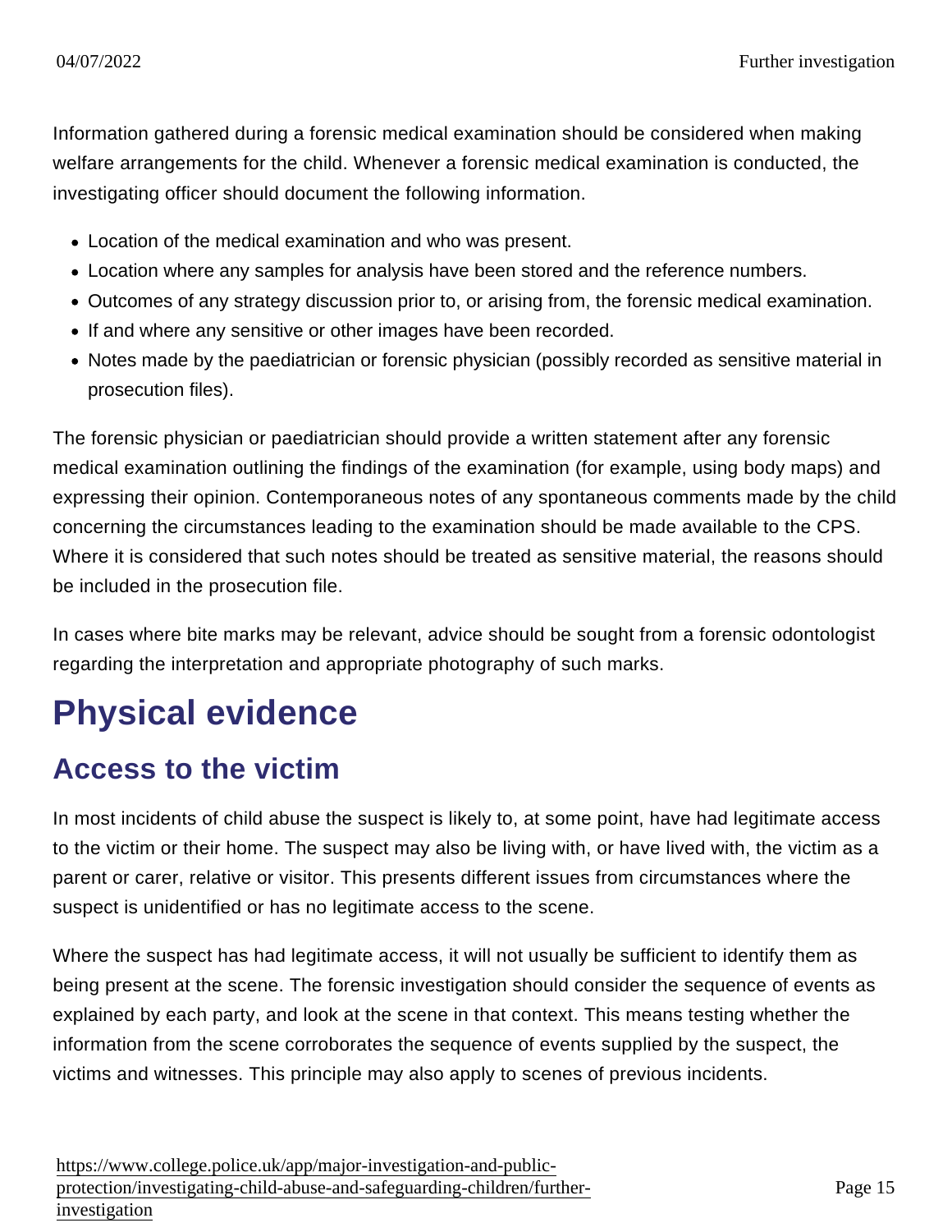Information gathered during a forensic medical examination should be considered when making welfare arrangements for the child. Whenever a forensic medical examination is conducted, the investigating officer should document the following information.

- Location of the medical examination and who was present.
- Location where any samples for analysis have been stored and the reference numbers.
- Outcomes of any strategy discussion prior to, or arising from, the forensic medical examination.
- If and where any sensitive or other images have been recorded.
- Notes made by the paediatrician or forensic physician (possibly recorded as sensitive material in prosecution files).

The forensic physician or paediatrician should provide a written statement after any forensic medical examination outlining the findings of the examination (for example, using body maps) and expressing their opinion. Contemporaneous notes of any spontaneous comments made by the child concerning the circumstances leading to the examination should be made available to the CPS. Where it is considered that such notes should be treated as sensitive material, the reasons should be included in the prosecution file.

In cases where bite marks may be relevant, advice should be sought from a forensic odontologist regarding the interpretation and appropriate photography of such marks.

# Physical evidence

## Access to the victim

In most incidents of child abuse the suspect is likely to, at some point, have had legitimate access to the victim or their home. The suspect may also be living with, or have lived with, the victim as a parent or carer, relative or visitor. This presents different issues from circumstances where the suspect is unidentified or has no legitimate access to the scene.

Where the suspect has had legitimate access, it will not usually be sufficient to identify them as being present at the scene. The forensic investigation should consider the sequence of events as explained by each party, and look at the scene in that context. This means testing whether the information from the scene corroborates the sequence of events supplied by the suspect, the victims and witnesses. This principle may also apply to scenes of previous incidents.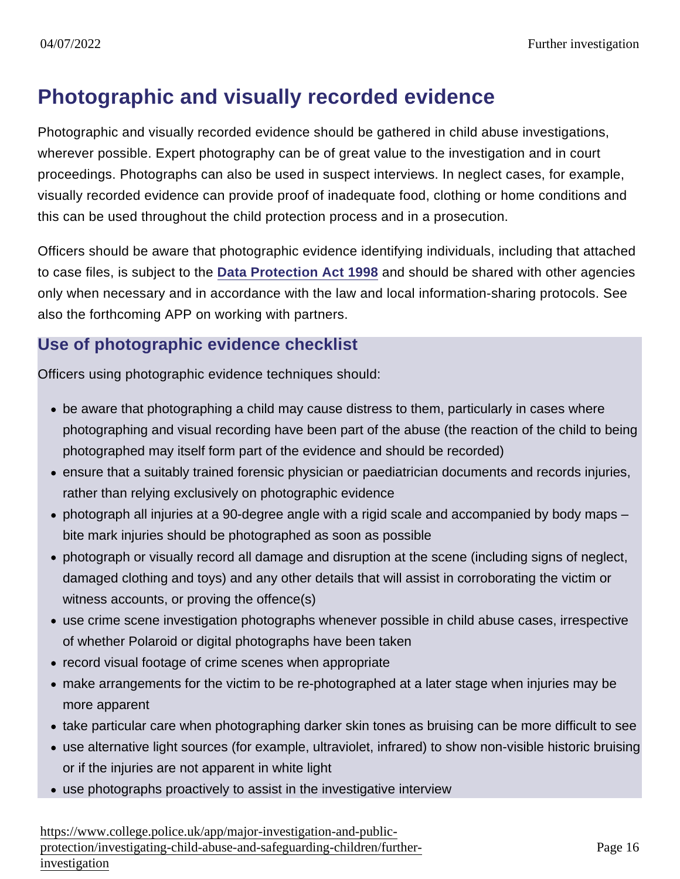## Photographic and visually recorded evidence

Photographic and visually recorded evidence should be gathered in child abuse investigations, wherever possible. Expert photography can be of great value to the investigation and in court proceedings. Photographs can also be used in suspect interviews. In neglect cases, for example, visually recorded evidence can provide proof of inadequate food, clothing or home conditions and this can be used throughout the child protection process and in a prosecution.

Officers should be aware that photographic evidence identifying individuals, including that attached to case files, is subject to the **Data Protection Act 1998** and should be shared with other agencies only when necessary and in accordance with the law and local information-sharing protocols. See also the forthcoming APP on working with partners.

### Use of photographic evidence checklist

Officers using photographic evidence techniques should:

- be aware that photographing a child may cause distress to them, particularly in cases where photographing and visual recording have been part of the abuse (the reaction of the child to being photographed may itself form part of the evidence and should be recorded)
- ensure that a suitably trained forensic physician or paediatrician documents and records injuries, rather than relying exclusively on photographic evidence
- photograph all injuries at a 90-degree angle with a rigid scale and accompanied by body maps – bite mark injuries should be photographed as soon as possible
- photograph or visually record all damage and disruption at the scene (including signs of neglect, damaged clothing and toys) and any other details that will assist in corroborating the victim or witness accounts, or proving the offence(s)
- use crime scene investigation photographs whenever possible in child abuse cases, irrespective of whether Polaroid or digital photographs have been taken
- record visual footage of crime scenes when appropriate
- make arrangements for the victim to be re-photographed at a later stage when injuries may be more apparent
- take particular care when photographing darker skin tones as bruising can be more difficult to see
- use alternative light sources (for example, ultraviolet, infrared) to show non-visible historic bruising or if the injuries are not apparent in white light
- use photographs proactively to assist in the investigative interview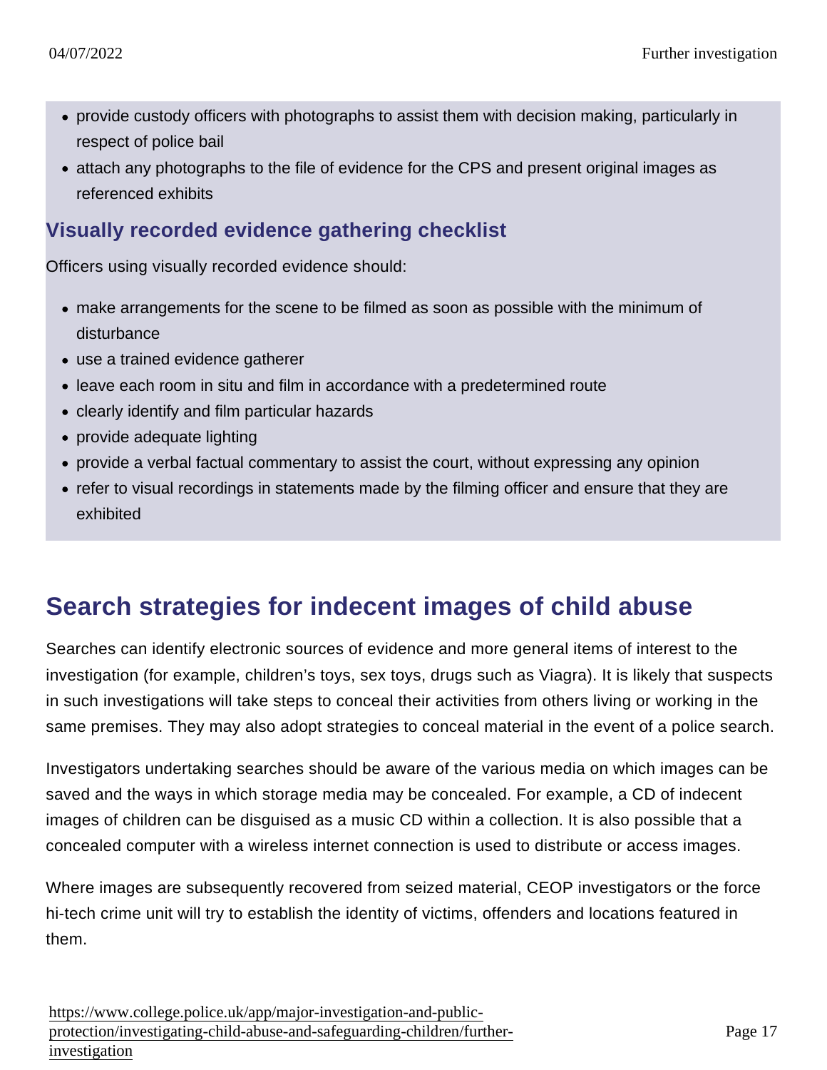- provide custody officers with photographs to assist them with decision making, particularly in respect of police bail
- attach any photographs to the file of evidence for the CPS and present original images as referenced exhibits

### Visually recorded evidence gathering checklist

Officers using visually recorded evidence should:

- make arrangements for the scene to be filmed as soon as possible with the minimum of disturbance
- use a trained evidence gatherer
- leave each room in situ and film in accordance with a predetermined route
- clearly identify and film particular hazards
- provide adequate lighting
- provide a verbal factual commentary to assist the court, without expressing any opinion
- refer to visual recordings in statements made by the filming officer and ensure that they are exhibited

## Search strategies for indecent images of child abuse

Searches can identify electronic sources of evidence and more general items of interest to the investigation (for example, children's toys, sex toys, drugs such as Viagra). It is likely that suspects in such investigations will take steps to conceal their activities from others living or working in the same premises. They may also adopt strategies to conceal material in the event of a police search.

Investigators undertaking searches should be aware of the various media on which images can be saved and the ways in which storage media may be concealed. For example, a CD of indecent images of children can be disguised as a music CD within a collection. It is also possible that a concealed computer with a wireless internet connection is used to distribute or access images.

Where images are subsequently recovered from seized material, CEOP investigators or the force hi-tech crime unit will try to establish the identity of victims, offenders and locations featured in them.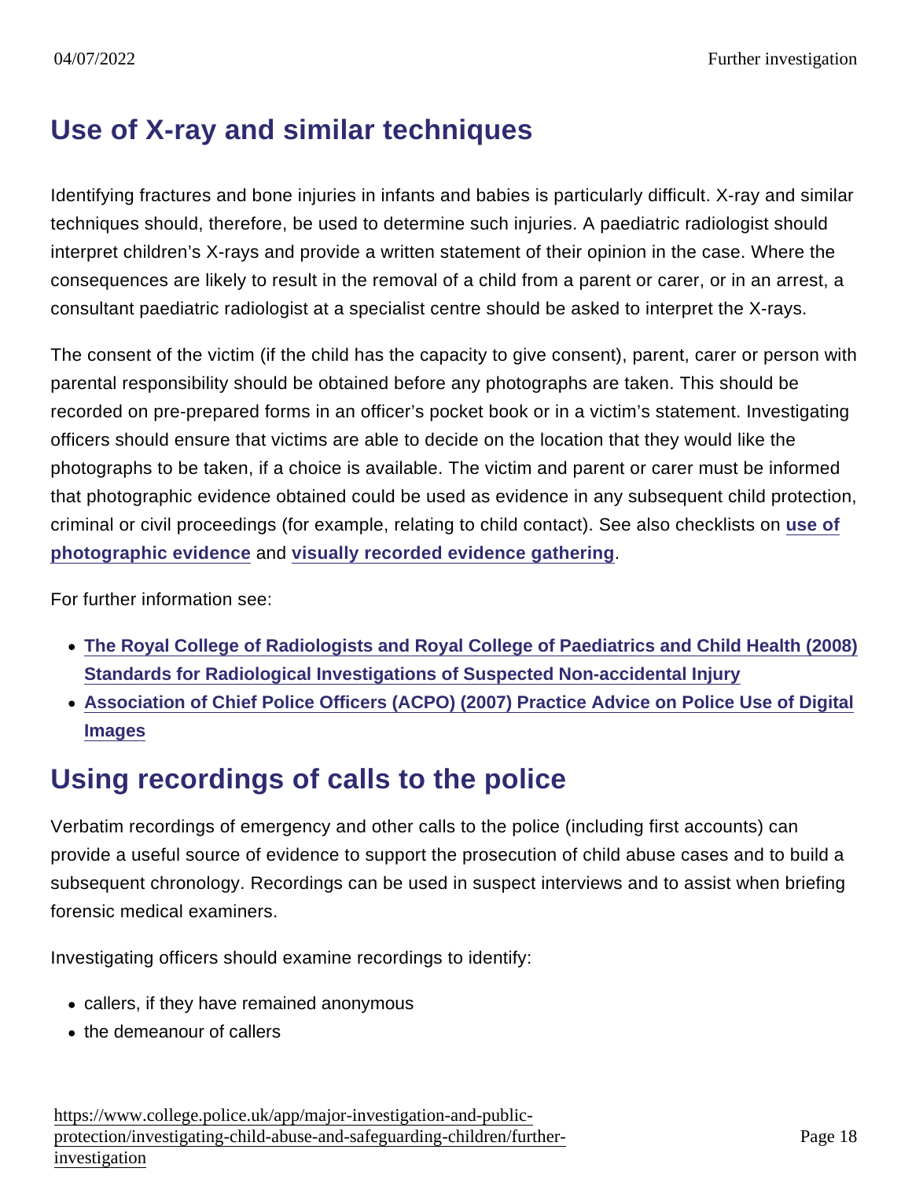## Use of X-ray and similar techniques

Identifying fractures and bone injuries in infants and babies is particularly difficult. X-ray and similar techniques should, therefore, be used to determine such injuries. A paediatric radiologist should interpret children's X-rays and provide a written statement of their opinion in the case. Where the consequences are likely to result in the removal of a child from a parent or carer, or in an arrest, a consultant paediatric radiologist at a specialist centre should be asked to interpret the X-rays.

The consent of the victim (if the child has the capacity to give consent), parent, carer or person with parental responsibility should be obtained before any photographs are taken. This should be recorded on pre-prepared forms in an officer's pocket book or in a victim's statement. Investigating officers should ensure that victims are able to decide on the location that they would like the photographs to be taken, if a choice is available. The victim and parent or carer must be informed that photographic evidence obtained could be used as evidence in any subsequent child protection, criminal or civil proceedings (for example, relating to child contact). See also checklists on use of photographic evidence and visually recorded evidence gathering.

For further information see:

- The Royal College of Radiologists and Royal College of Paediatrics and Child Health (2008) Standards for Radiological Investigations of Suspected Non-accidental Injury
- Association of Chief Police Officers (ACPO) (2007) Practice Advice on Police Use of Digital Images

## Using recordings of calls to the police

Verbatim recordings of emergency and other calls to the police (including first accounts) can provide a useful source of evidence to support the prosecution of child abuse cases and to build a subsequent chronology. Recordings can be used in suspect interviews and to assist when briefing forensic medical examiners.

Investigating officers should examine recordings to identify:

- callers, if they have remained anonymous
- the demeanour of callers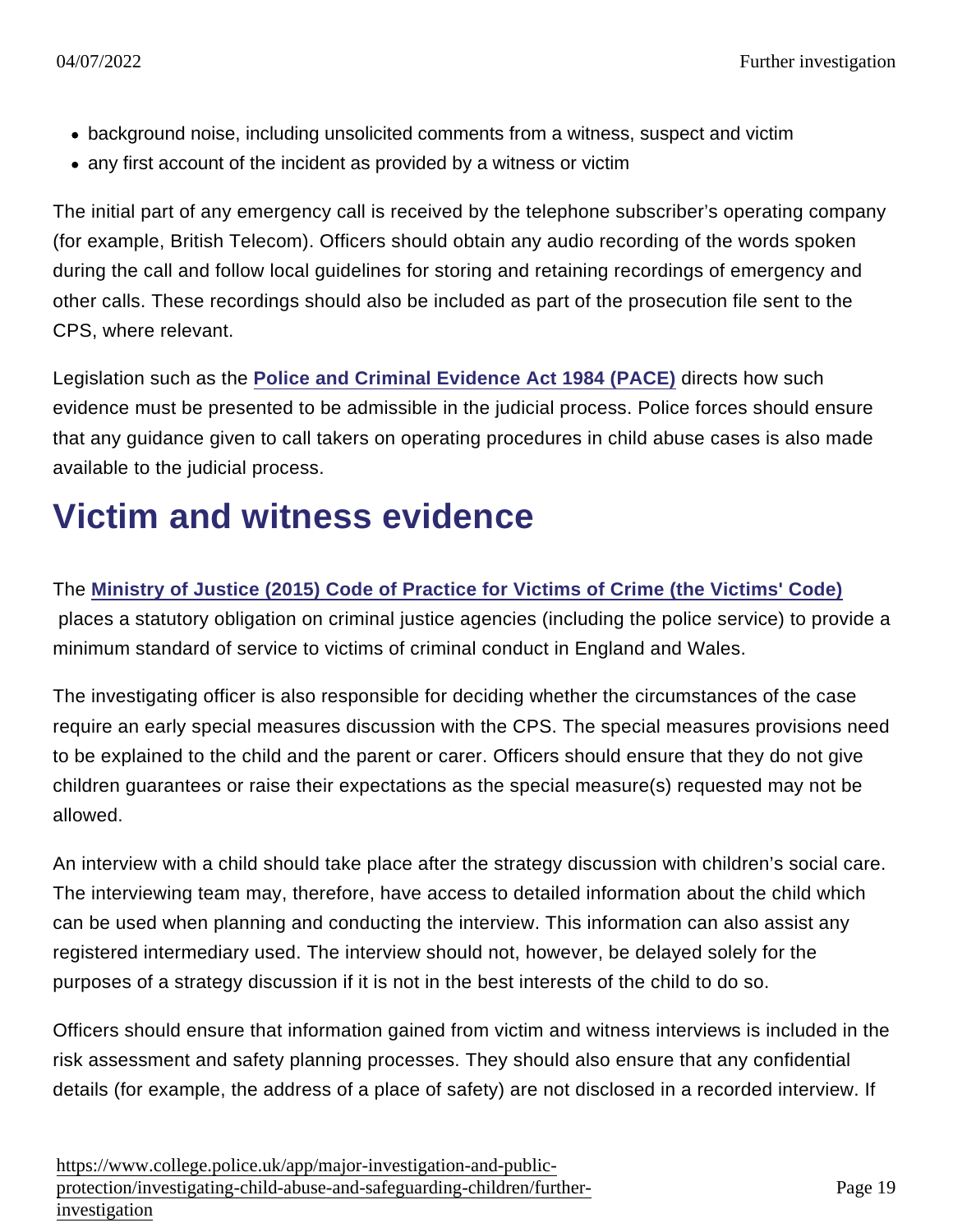- background noise, including unsolicited comments from a witness, suspect and victim
- any first account of the incident as provided by a witness or victim

The initial part of any emergency call is received by the telephone subscriber's operating company (for example, British Telecom). Officers should obtain any audio recording of the words spoken during the call and follow local guidelines for storing and retaining recordings of emergency and other calls. These recordings should also be included as part of the prosecution file sent to the CPS, where relevant.

Legislation such as the **Police and Criminal Evidence Act 1984 (PACE)** directs how such evidence must be presented to be admissible in the judicial process. Police forces should ensure that any guidance given to call takers on operating procedures in child abuse cases is also made available to the judicial process.

## Victim and witness evidence

The **Ministry of Justice (2015) Code of Practice for Victims of Crime (the Victims' Code)** places a statutory obligation on criminal justice agencies (including the police service) to provide a minimum standard of service to victims of criminal conduct in England and Wales.

The investigating officer is also responsible for deciding whether the circumstances of the case require an early special measures discussion with the CPS. The special measures provisions need to be explained to the child and the parent or carer. Officers should ensure that they do not give children guarantees or raise their expectations as the special measure(s) requested may not be allowed.

An interview with a child should take place after the strategy discussion with children's social care. The interviewing team may, therefore, have access to detailed information about the child which can be used when planning and conducting the interview. This information can also assist any registered intermediary used. The interview should not, however, be delayed solely for the purposes of a strategy discussion if it is not in the best interests of the child to do so.

Officers should ensure that information gained from victim and witness interviews is included in the risk assessment and safety planning processes. They should also ensure that any confidential details (for example, the address of a place of safety) are not disclosed in a recorded interview. If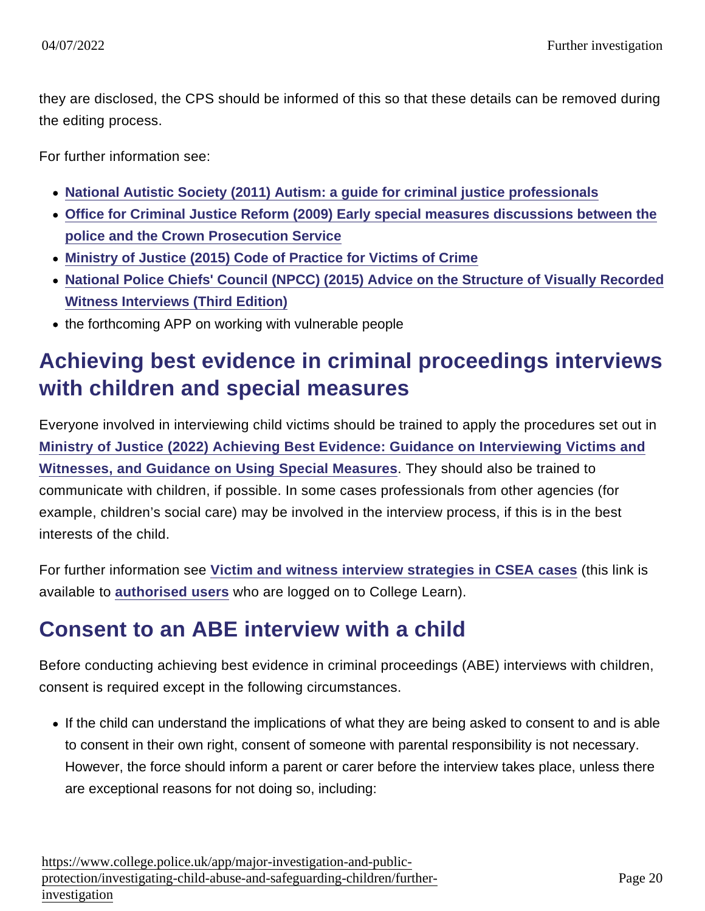they are disclosed, the CPS should be informed of this so that these details can be removed during the editing process.

For further information see:

- **National Autistic Society (2011) Autism: a guide for criminal justice professionals**
- **Office for Criminal Justice Reform (2009) Early special measures discussions between the police and the Crown Prosecution Service**
- **Ministry of Justice (2015) Code of Practice for Victims of Crime**
- **National Police Chiefs' Council (NPCC) (2015) Advice on the Structure of Visually Recorded Witness Interviews (Third Edition)**
- the forthcoming APP on working with vulnerable people

## Achieving best evidence in criminal proceedings interviews with children and special measures

Everyone involved in interviewing child victims should be trained to apply the procedures set out in **Ministry of Justice (2022) Achieving Best Evidence: Guidance on Interviewing Victims and Witnesses, and Guidance on Using Special Measures**. They should also be trained to communicate with children, if possible. In some cases professionals from other agencies (for example, children's social care) may be involved in the interview process, if this is in the best interests of the child.

For further information see **Victim and witness interview strategies in CSEA cases** (this link is available to **authorised users** who are logged on to College Learn).

## Consent to an ABE interview with a child

Before conducting achieving best evidence in criminal proceedings (ABE) interviews with children, consent is required except in the following circumstances.

- If the child can understand the implications of what they are being asked to consent to and is able to consent in their own right, consent of someone with parental responsibility is not necessary. However, the force should inform a parent or carer before the interview takes place, unless there are exceptional reasons for not doing so, including: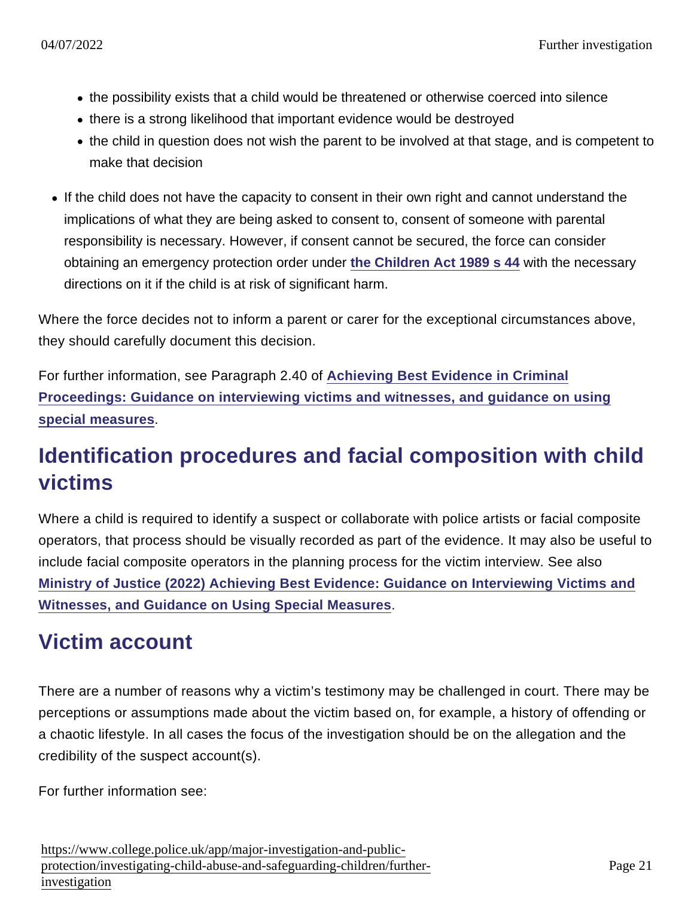- the possibility exists that a child would be threatened or otherwise coerced into silence
  - there is a strong likelihood that important evidence would be destroyed
  - the child in question does not wish the parent to be involved at that stage, and is competent to make that decision
- If the child does not have the capacity to consent in their own right and cannot understand the implications of what they are being asked to consent to, consent of someone with parental responsibility is necessary. However, if consent cannot be secured, the force can consider obtaining an emergency protection order under the Children Act 1989 s 44 with the necessary directions on it if the child is at risk of significant harm.

Where the force decides not to inform a parent or carer for the exceptional circumstances above, they should carefully document this decision.

For further information, see Paragraph 2.40 of Achieving Best Evidence in Criminal Proceedings: Guidance on interviewing victims and witnesses, and guidance on using special measures.

## Identification procedures and facial composition with child victims

Where a child is required to identify a suspect or collaborate with police artists or facial composite operators, that process should be visually recorded as part of the evidence. It may also be useful to include facial composite operators in the planning process for the victim interview. See also Ministry of Justice (2022) Achieving Best Evidence: Guidance on Interviewing Victims and Witnesses, and Guidance on Using Special Measures.

## Victim account

There are a number of reasons why a victim's testimony may be challenged in court. There may be perceptions or assumptions made about the victim based on, for example, a history of offending or a chaotic lifestyle. In all cases the focus of the investigation should be on the allegation and the credibility of the suspect account(s).

For further information see: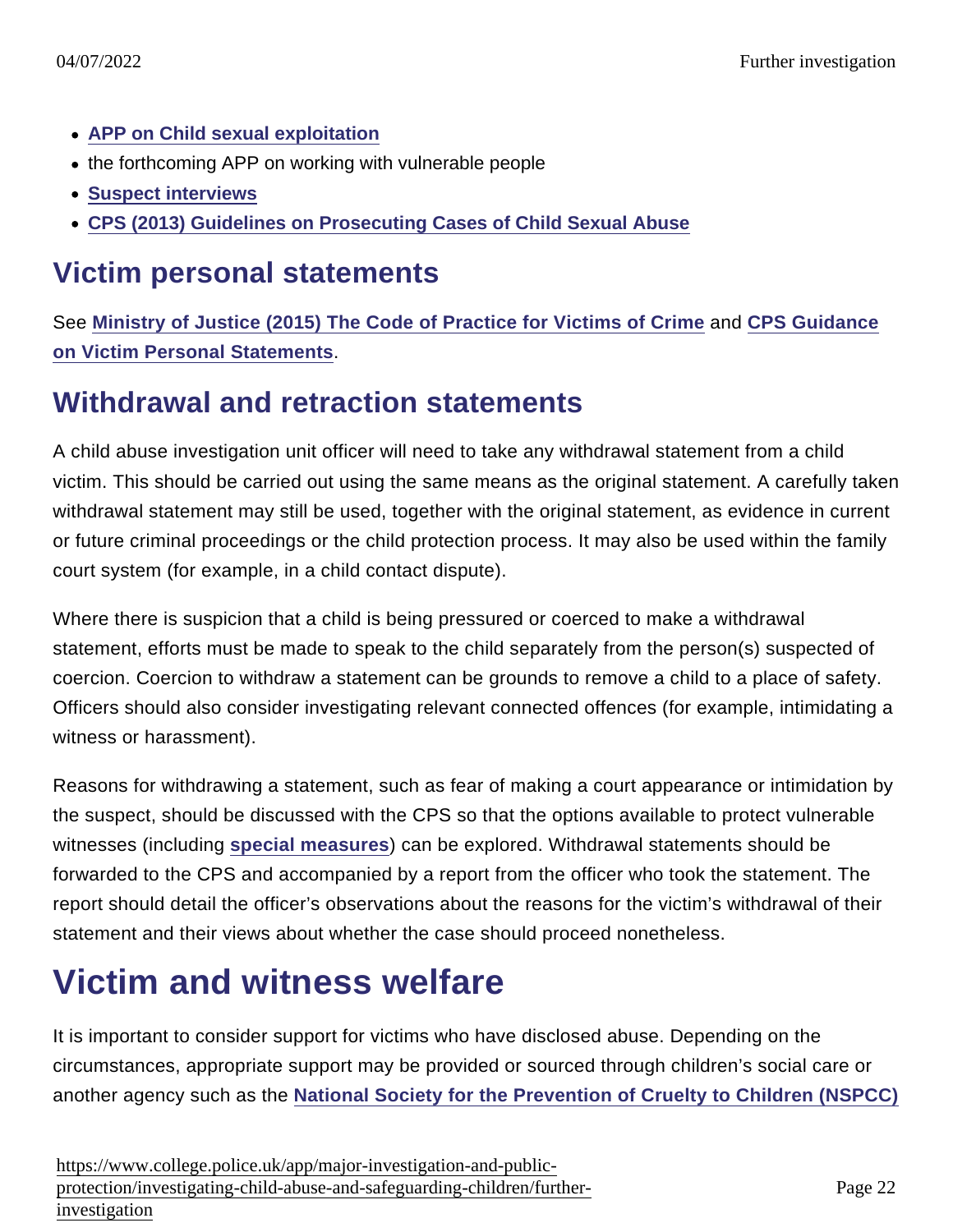- **APP on Child sexual exploitation**
- the forthcoming APP on working with vulnerable people
- **Suspect interviews**
- **CPS (2013) Guidelines on Prosecuting Cases of Child Sexual Abuse**

## Victim personal statements

See **Ministry of Justice (2015) The Code of Practice for Victims of Crime** and **CPS Guidance on Victim Personal Statements**.

## Withdrawal and retraction statements

A child abuse investigation unit officer will need to take any withdrawal statement from a child victim. This should be carried out using the same means as the original statement. A carefully taken withdrawal statement may still be used, together with the original statement, as evidence in current or future criminal proceedings or the child protection process. It may also be used within the family court system (for example, in a child contact dispute).

Where there is suspicion that a child is being pressured or coerced to make a withdrawal statement, efforts must be made to speak to the child separately from the person(s) suspected of coercion. Coercion to withdraw a statement can be grounds to remove a child to a place of safety. Officers should also consider investigating relevant connected offences (for example, intimidating a witness or harassment).

Reasons for withdrawing a statement, such as fear of making a court appearance or intimidation by the suspect, should be discussed with the CPS so that the options available to protect vulnerable witnesses (including **special measures**) can be explored. Withdrawal statements should be forwarded to the CPS and accompanied by a report from the officer who took the statement. The report should detail the officer's observations about the reasons for the victim's withdrawal of their statement and their views about whether the case should proceed nonetheless.

# Victim and witness welfare

It is important to consider support for victims who have disclosed abuse. Depending on the circumstances, appropriate support may be provided or sourced through children's social care or another agency such as the **National Society for the Prevention of Cruelty to Children (NSPCC)**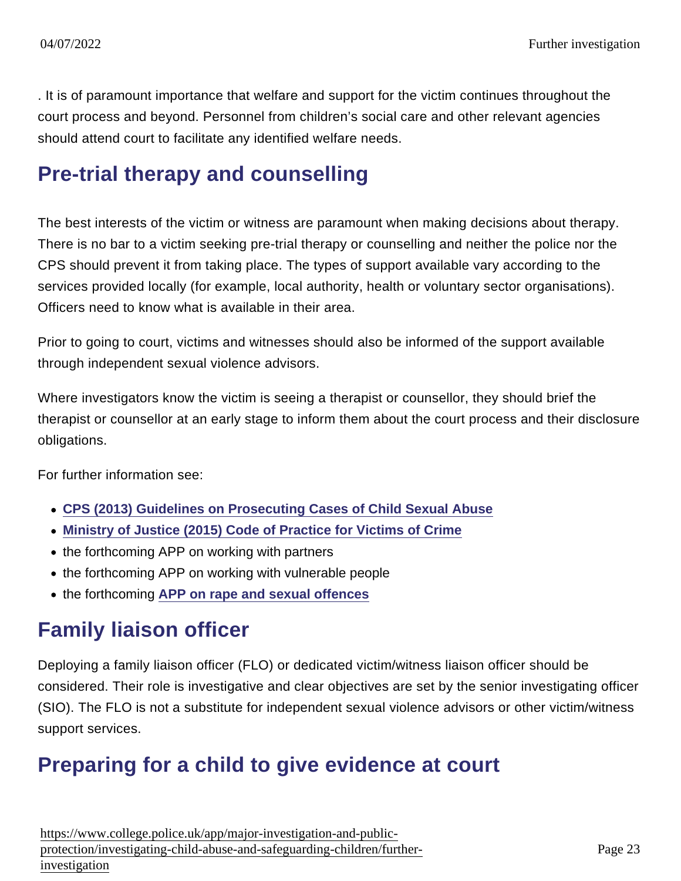. It is of paramount importance that welfare and support for the victim continues throughout the court process and beyond. Personnel from children's social care and other relevant agencies should attend court to facilitate any identified welfare needs.

## Pre-trial therapy and counselling

The best interests of the victim or witness are paramount when making decisions about therapy. There is no bar to a victim seeking pre-trial therapy or counselling and neither the police nor the CPS should prevent it from taking place. The types of support available vary according to the services provided locally (for example, local authority, health or voluntary sector organisations). Officers need to know what is available in their area.

Prior to going to court, victims and witnesses should also be informed of the support available through independent sexual violence advisors.

Where investigators know the victim is seeing a therapist or counsellor, they should brief the therapist or counsellor at an early stage to inform them about the court process and their disclosure obligations.

For further information see:

- **CPS (2013) Guidelines on Prosecuting Cases of Child Sexual Abuse**
- **Ministry of Justice (2015) Code of Practice for Victims of Crime**
- the forthcoming APP on working with partners
- the forthcoming APP on working with vulnerable people
- the forthcoming **APP on rape and sexual offences**

## Family liaison officer

Deploying a family liaison officer (FLO) or dedicated victim/witness liaison officer should be considered. Their role is investigative and clear objectives are set by the senior investigating officer (SIO). The FLO is not a substitute for independent sexual violence advisors or other victim/witness support services.

## Preparing for a child to give evidence at court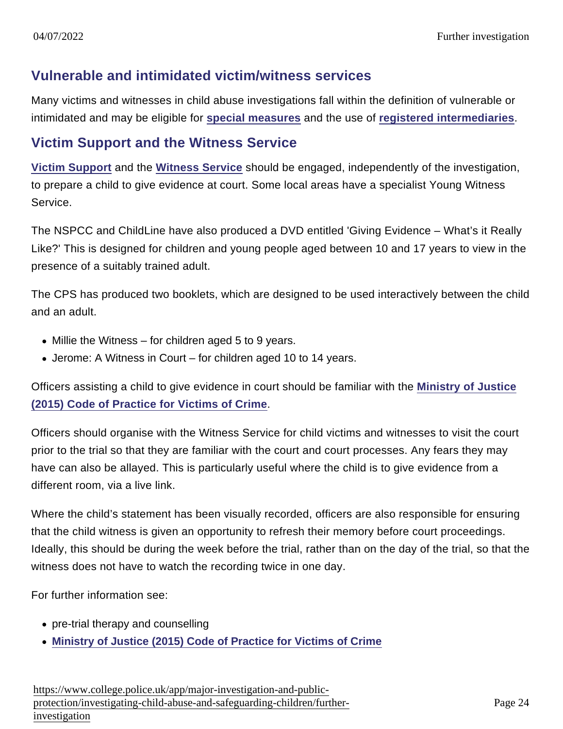## Vulnerable and intimidated victim/witness services

Many victims and witnesses in child abuse investigations fall within the definition of vulnerable or intimidated and may be eligible for **special measures** and the use of **registered intermediaries**.

## Victim Support and the Witness Service

**Victim Support** and the **Witness Service** should be engaged, independently of the investigation, to prepare a child to give evidence at court. Some local areas have a specialist Young Witness Service.

The NSPCC and ChildLine have also produced a DVD entitled 'Giving Evidence – What's it Really Like?' This is designed for children and young people aged between 10 and 17 years to view in the presence of a suitably trained adult.

The CPS has produced two booklets, which are designed to be used interactively between the child and an adult.

- Millie the Witness – for children aged 5 to 9 years.
- Jerome: A Witness in Court – for children aged 10 to 14 years.

Officers assisting a child to give evidence in court should be familiar with the **Ministry of Justice (2015) Code of Practice for Victims of Crime**.

Officers should organise with the Witness Service for child victims and witnesses to visit the court prior to the trial so that they are familiar with the court and court processes. Any fears they may have can also be allayed. This is particularly useful where the child is to give evidence from a different room, via a live link.

Where the child's statement has been visually recorded, officers are also responsible for ensuring that the child witness is given an opportunity to refresh their memory before court proceedings. Ideally, this should be during the week before the trial, rather than on the day of the trial, so that the witness does not have to watch the recording twice in one day.

For further information see:

- pre-trial therapy and counselling
- **Ministry of Justice (2015) Code of Practice for Victims of Crime**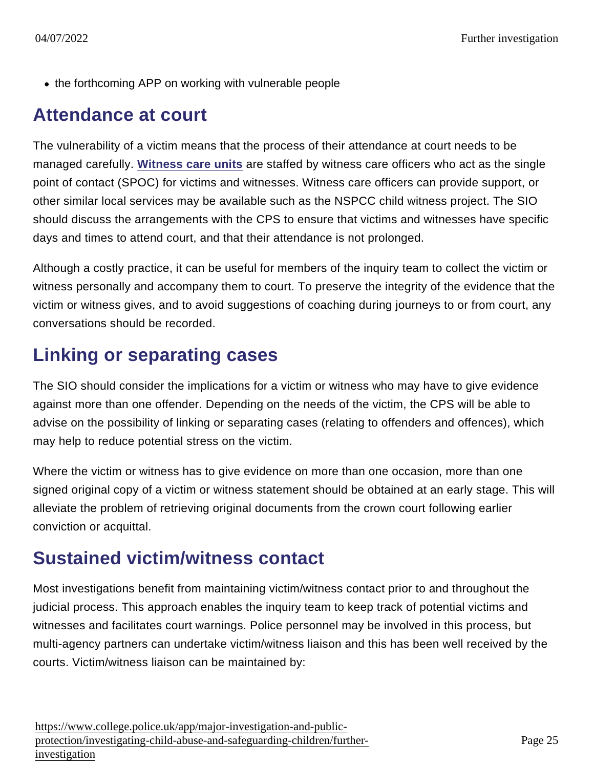- the forthcoming APP on working with vulnerable people

## Attendance at court

The vulnerability of a victim means that the process of their attendance at court needs to be managed carefully. **Witness care units** are staffed by witness care officers who act as the single point of contact (SPOC) for victims and witnesses. Witness care officers can provide support, or other similar local services may be available such as the NSPCC child witness project. The SIO should discuss the arrangements with the CPS to ensure that victims and witnesses have specific days and times to attend court, and that their attendance is not prolonged.

Although a costly practice, it can be useful for members of the inquiry team to collect the victim or witness personally and accompany them to court. To preserve the integrity of the evidence that the victim or witness gives, and to avoid suggestions of coaching during journeys to or from court, any conversations should be recorded.

## Linking or separating cases

The SIO should consider the implications for a victim or witness who may have to give evidence against more than one offender. Depending on the needs of the victim, the CPS will be able to advise on the possibility of linking or separating cases (relating to offenders and offences), which may help to reduce potential stress on the victim.

Where the victim or witness has to give evidence on more than one occasion, more than one signed original copy of a victim or witness statement should be obtained at an early stage. This will alleviate the problem of retrieving original documents from the crown court following earlier conviction or acquittal.

## Sustained victim/witness contact

Most investigations benefit from maintaining victim/witness contact prior to and throughout the judicial process. This approach enables the inquiry team to keep track of potential victims and witnesses and facilitates court warnings. Police personnel may be involved in this process, but multi-agency partners can undertake victim/witness liaison and this has been well received by the courts. Victim/witness liaison can be maintained by: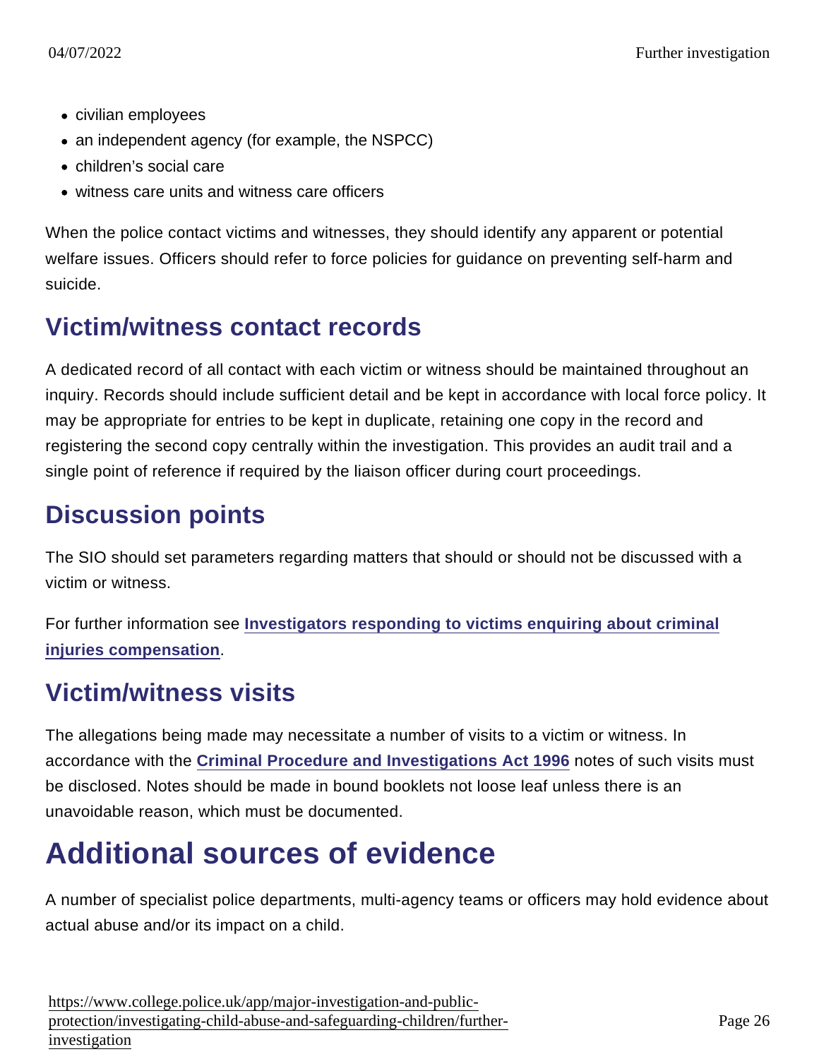- civilian employees
- an independent agency (for example, the NSPCC)
- children's social care
- witness care units and witness care officers

When the police contact victims and witnesses, they should identify any apparent or potential welfare issues. Officers should refer to force policies for guidance on preventing self-harm and suicide.

## Victim/witness contact records

A dedicated record of all contact with each victim or witness should be maintained throughout an inquiry. Records should include sufficient detail and be kept in accordance with local force policy. It may be appropriate for entries to be kept in duplicate, retaining one copy in the record and registering the second copy centrally within the investigation. This provides an audit trail and a single point of reference if required by the liaison officer during court proceedings.

## Discussion points

The SIO should set parameters regarding matters that should or should not be discussed with a victim or witness.

For further information see **Investigators responding to victims enquiring about criminal injuries compensation**.

## Victim/witness visits

The allegations being made may necessitate a number of visits to a victim or witness. In accordance with the **Criminal Procedure and Investigations Act 1996** notes of such visits must be disclosed. Notes should be made in bound booklets not loose leaf unless there is an unavoidable reason, which must be documented.

# Additional sources of evidence

A number of specialist police departments, multi-agency teams or officers may hold evidence about actual abuse and/or its impact on a child.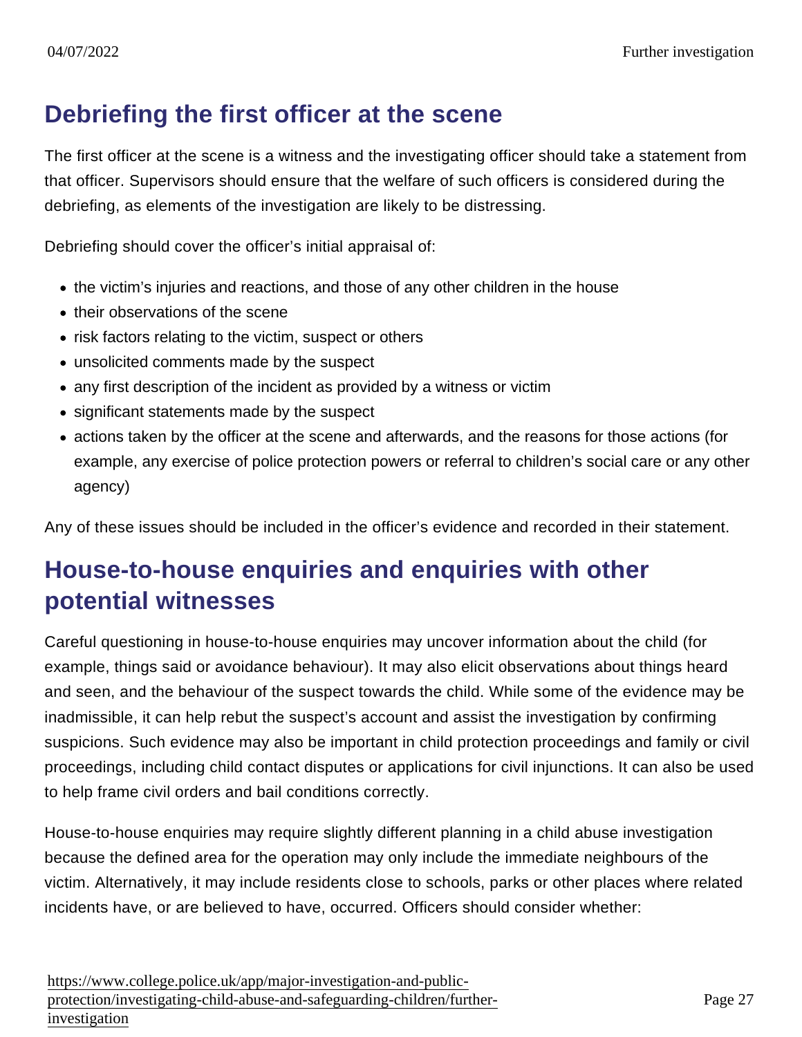## Debriefing the first officer at the scene

The first officer at the scene is a witness and the investigating officer should take a statement from that officer. Supervisors should ensure that the welfare of such officers is considered during the debriefing, as elements of the investigation are likely to be distressing.

Debriefing should cover the officer's initial appraisal of:

- the victim's injuries and reactions, and those of any other children in the house
- their observations of the scene
- risk factors relating to the victim, suspect or others
- unsolicited comments made by the suspect
- any first description of the incident as provided by a witness or victim
- significant statements made by the suspect
- actions taken by the officer at the scene and afterwards, and the reasons for those actions (for example, any exercise of police protection powers or referral to children's social care or any other agency)

Any of these issues should be included in the officer's evidence and recorded in their statement.

## House-to-house enquiries and enquiries with other potential witnesses

Careful questioning in house-to-house enquiries may uncover information about the child (for example, things said or avoidance behaviour). It may also elicit observations about things heard and seen, and the behaviour of the suspect towards the child. While some of the evidence may be inadmissible, it can help rebut the suspect's account and assist the investigation by confirming suspicions. Such evidence may also be important in child protection proceedings and family or civil proceedings, including child contact disputes or applications for civil injunctions. It can also be used to help frame civil orders and bail conditions correctly.

House-to-house enquiries may require slightly different planning in a child abuse investigation because the defined area for the operation may only include the immediate neighbours of the victim. Alternatively, it may include residents close to schools, parks or other places where related incidents have, or are believed to have, occurred. Officers should consider whether: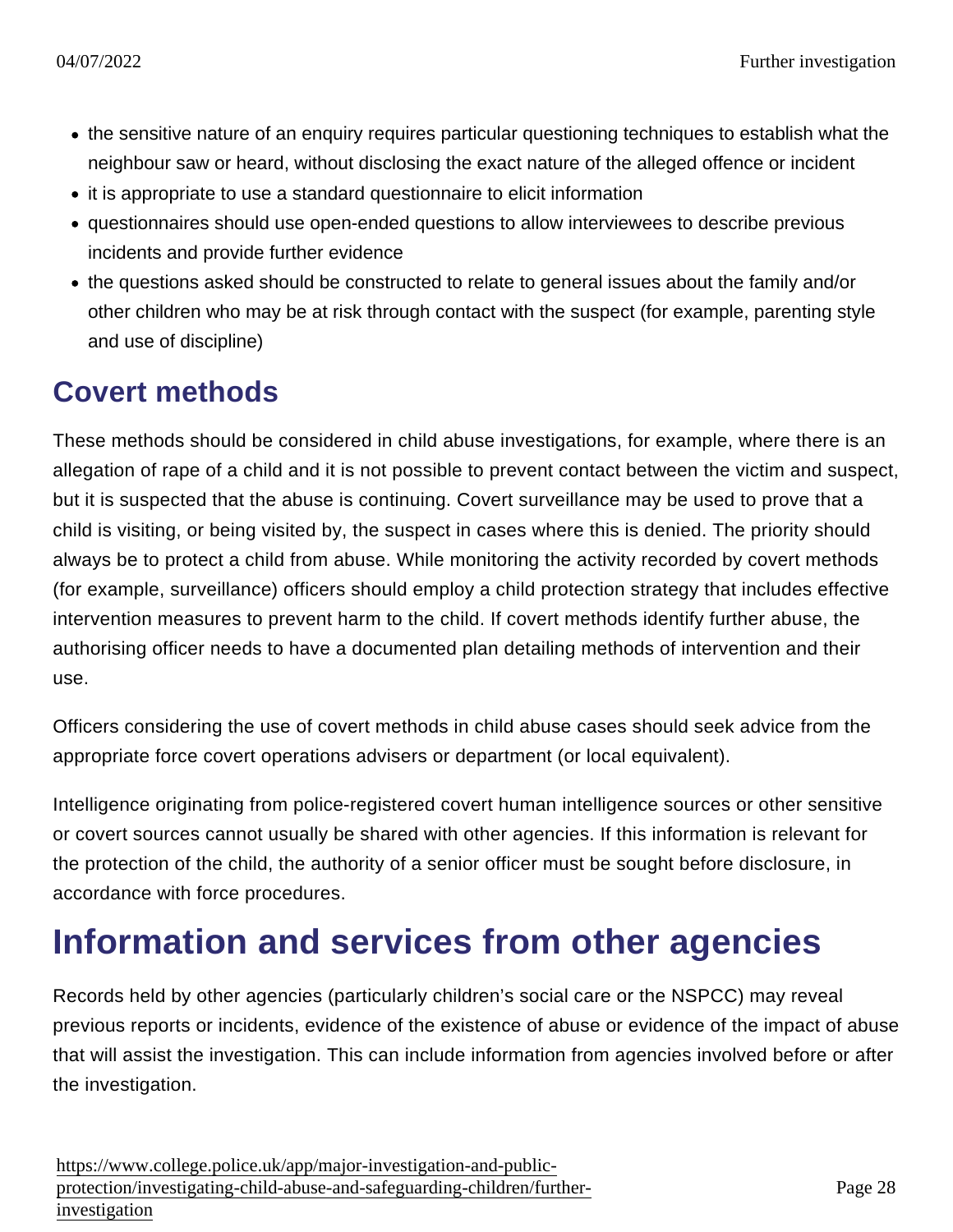- the sensitive nature of an enquiry requires particular questioning techniques to establish what the neighbour saw or heard, without disclosing the exact nature of the alleged offence or incident
- it is appropriate to use a standard questionnaire to elicit information
- questionnaires should use open-ended questions to allow interviewees to describe previous incidents and provide further evidence
- the questions asked should be constructed to relate to general issues about the family and/or other children who may be at risk through contact with the suspect (for example, parenting style and use of discipline)

## Covert methods

These methods should be considered in child abuse investigations, for example, where there is an allegation of rape of a child and it is not possible to prevent contact between the victim and suspect, but it is suspected that the abuse is continuing. Covert surveillance may be used to prove that a child is visiting, or being visited by, the suspect in cases where this is denied. The priority should always be to protect a child from abuse. While monitoring the activity recorded by covert methods (for example, surveillance) officers should employ a child protection strategy that includes effective intervention measures to prevent harm to the child. If covert methods identify further abuse, the authorising officer needs to have a documented plan detailing methods of intervention and their use.

Officers considering the use of covert methods in child abuse cases should seek advice from the appropriate force covert operations advisers or department (or local equivalent).

Intelligence originating from police-registered covert human intelligence sources or other sensitive or covert sources cannot usually be shared with other agencies. If this information is relevant for the protection of the child, the authority of a senior officer must be sought before disclosure, in accordance with force procedures.

# Information and services from other agencies

Records held by other agencies (particularly children's social care or the NSPCC) may reveal previous reports or incidents, evidence of the existence of abuse or evidence of the impact of abuse that will assist the investigation. This can include information from agencies involved before or after the investigation.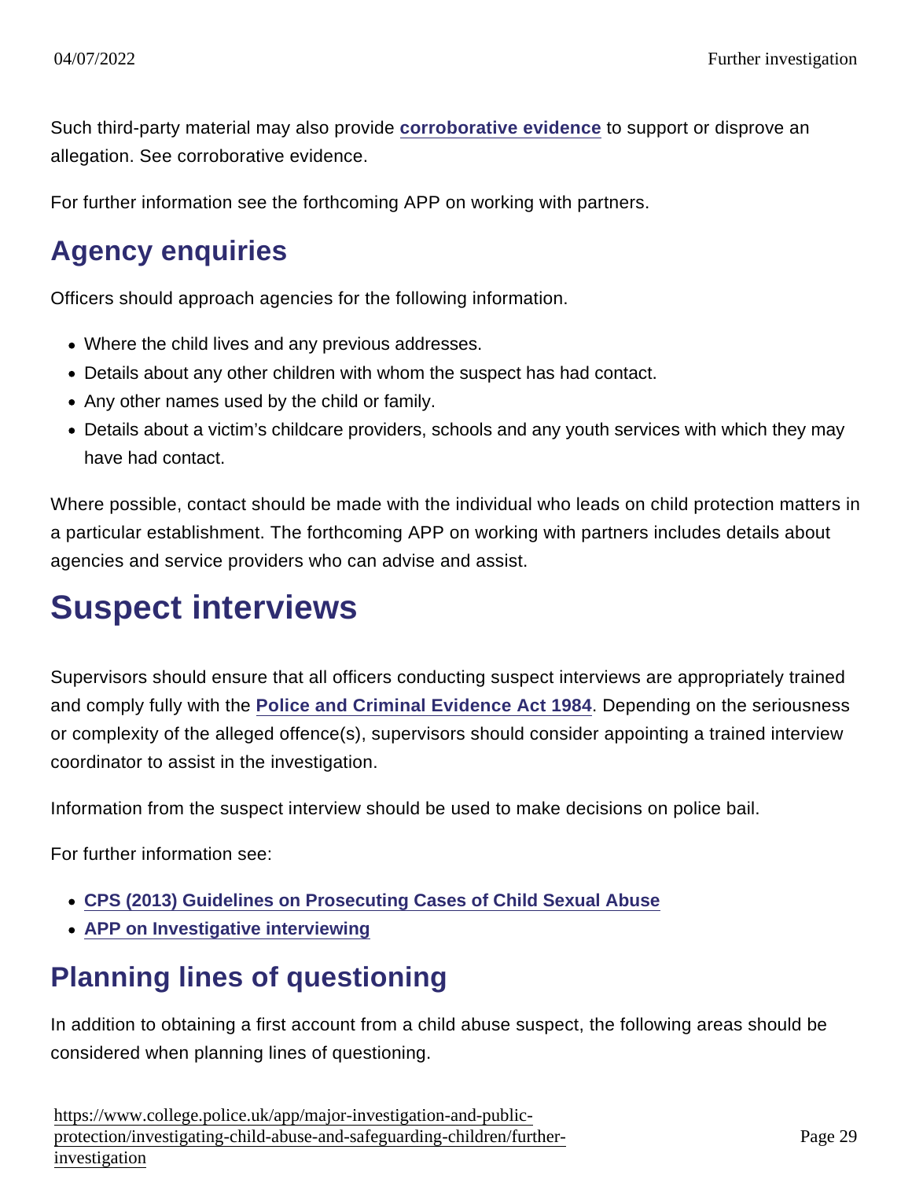Such third-party material may also provide **corroborative evidence** to support or disprove an allegation. See corroborative evidence.

For further information see the forthcoming APP on working with partners.

## Agency enquiries

Officers should approach agencies for the following information.

- Where the child lives and any previous addresses.
- Details about any other children with whom the suspect has had contact.
- Any other names used by the child or family.
- Details about a victim's childcare providers, schools and any youth services with which they may have had contact.

Where possible, contact should be made with the individual who leads on child protection matters in a particular establishment. The forthcoming APP on working with partners includes details about agencies and service providers who can advise and assist.

# Suspect interviews

Supervisors should ensure that all officers conducting suspect interviews are appropriately trained and comply fully with the **Police and Criminal Evidence Act 1984**. Depending on the seriousness or complexity of the alleged offence(s), supervisors should consider appointing a trained interview coordinator to assist in the investigation.

Information from the suspect interview should be used to make decisions on police bail.

For further information see:

- **CPS (2013) Guidelines on Prosecuting Cases of Child Sexual Abuse**
- **APP on Investigative interviewing**

## Planning lines of questioning

In addition to obtaining a first account from a child abuse suspect, the following areas should be considered when planning lines of questioning.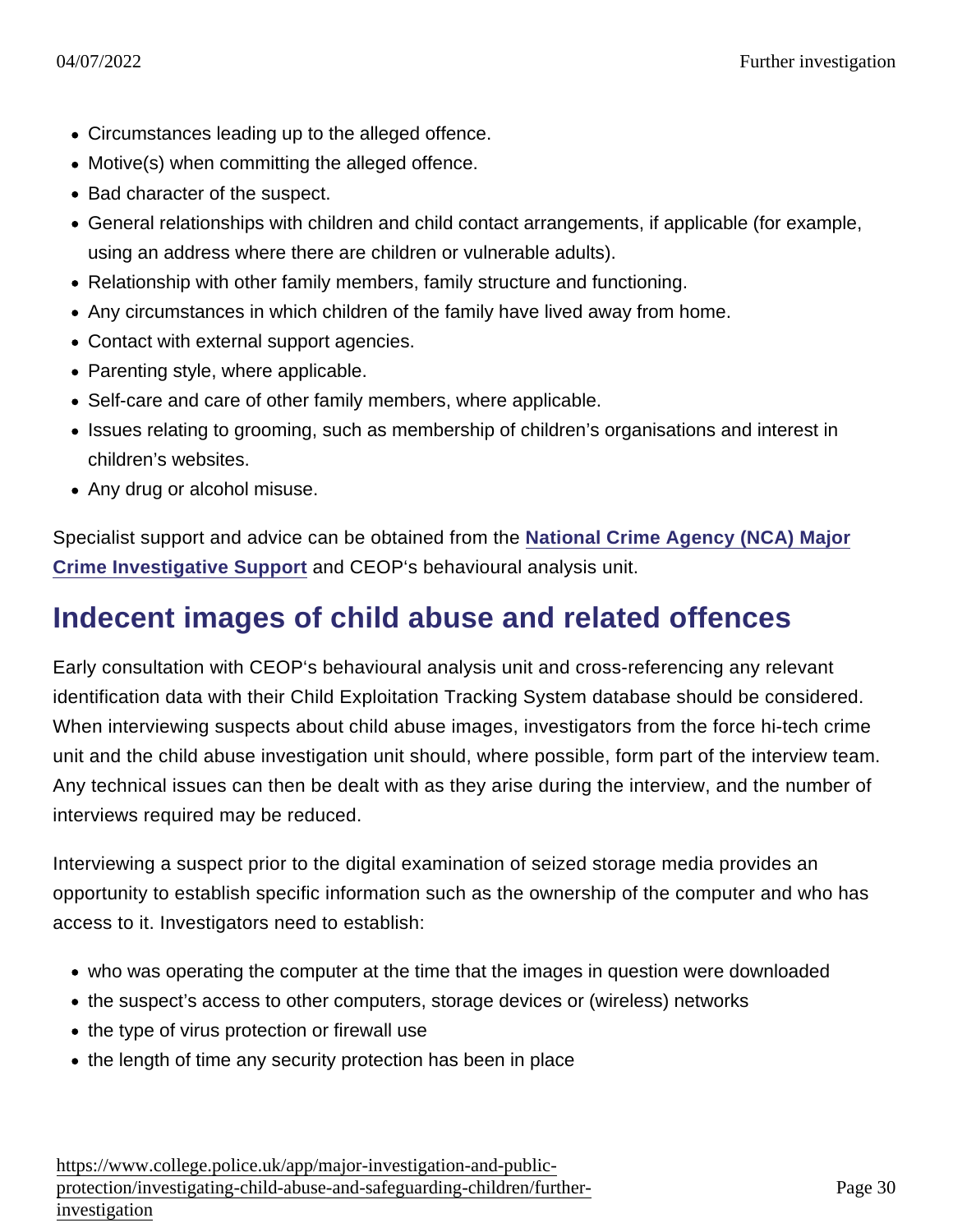- Circumstances leading up to the alleged offence.
- Motive(s) when committing the alleged offence.
- Bad character of the suspect.
- General relationships with children and child contact arrangements, if applicable (for example, using an address where there are children or vulnerable adults).
- Relationship with other family members, family structure and functioning.
- Any circumstances in which children of the family have lived away from home.
- Contact with external support agencies.
- Parenting style, where applicable.
- Self-care and care of other family members, where applicable.
- Issues relating to grooming, such as membership of children's organisations and interest in children's websites.
- Any drug or alcohol misuse.

Specialist support and advice can be obtained from the **National Crime Agency (NCA) Major Crime Investigative Support** and CEOP's behavioural analysis unit.

## Indecent images of child abuse and related offences

Early consultation with CEOP's behavioural analysis unit and cross-referencing any relevant identification data with their Child Exploitation Tracking System database should be considered. When interviewing suspects about child abuse images, investigators from the force hi-tech crime unit and the child abuse investigation unit should, where possible, form part of the interview team. Any technical issues can then be dealt with as they arise during the interview, and the number of interviews required may be reduced.

Interviewing a suspect prior to the digital examination of seized storage media provides an opportunity to establish specific information such as the ownership of the computer and who has access to it. Investigators need to establish:

- who was operating the computer at the time that the images in question were downloaded
- the suspect's access to other computers, storage devices or (wireless) networks
- the type of virus protection or firewall use
- the length of time any security protection has been in place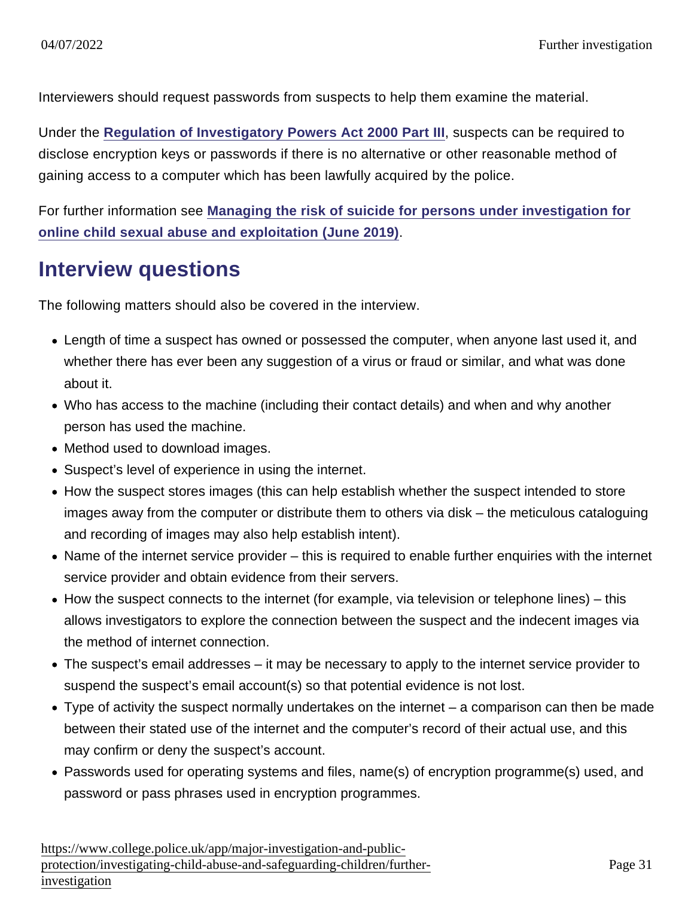Interviewers should request passwords from suspects to help them examine the material.

Under the **Regulation of Investigatory Powers Act 2000 Part III**, suspects can be required to disclose encryption keys or passwords if there is no alternative or other reasonable method of gaining access to a computer which has been lawfully acquired by the police.

For further information see **Managing the risk of suicide for persons under investigation for online child sexual abuse and exploitation (June 2019)**.

## Interview questions

The following matters should also be covered in the interview.

- Length of time a suspect has owned or possessed the computer, when anyone last used it, and whether there has ever been any suggestion of a virus or fraud or similar, and what was done about it.
- Who has access to the machine (including their contact details) and when and why another person has used the machine.
- Method used to download images.
- Suspect's level of experience in using the internet.
- How the suspect stores images (this can help establish whether the suspect intended to store images away from the computer or distribute them to others via disk – the meticulous cataloguing and recording of images may also help establish intent).
- Name of the internet service provider – this is required to enable further enquiries with the internet service provider and obtain evidence from their servers.
- How the suspect connects to the internet (for example, via television or telephone lines) – this allows investigators to explore the connection between the suspect and the indecent images via the method of internet connection.
- The suspect's email addresses – it may be necessary to apply to the internet service provider to suspend the suspect's email account(s) so that potential evidence is not lost.
- Type of activity the suspect normally undertakes on the internet – a comparison can then be made between their stated use of the internet and the computer's record of their actual use, and this may confirm or deny the suspect's account.
- Passwords used for operating systems and files, name(s) of encryption programme(s) used, and password or pass phrases used in encryption programmes.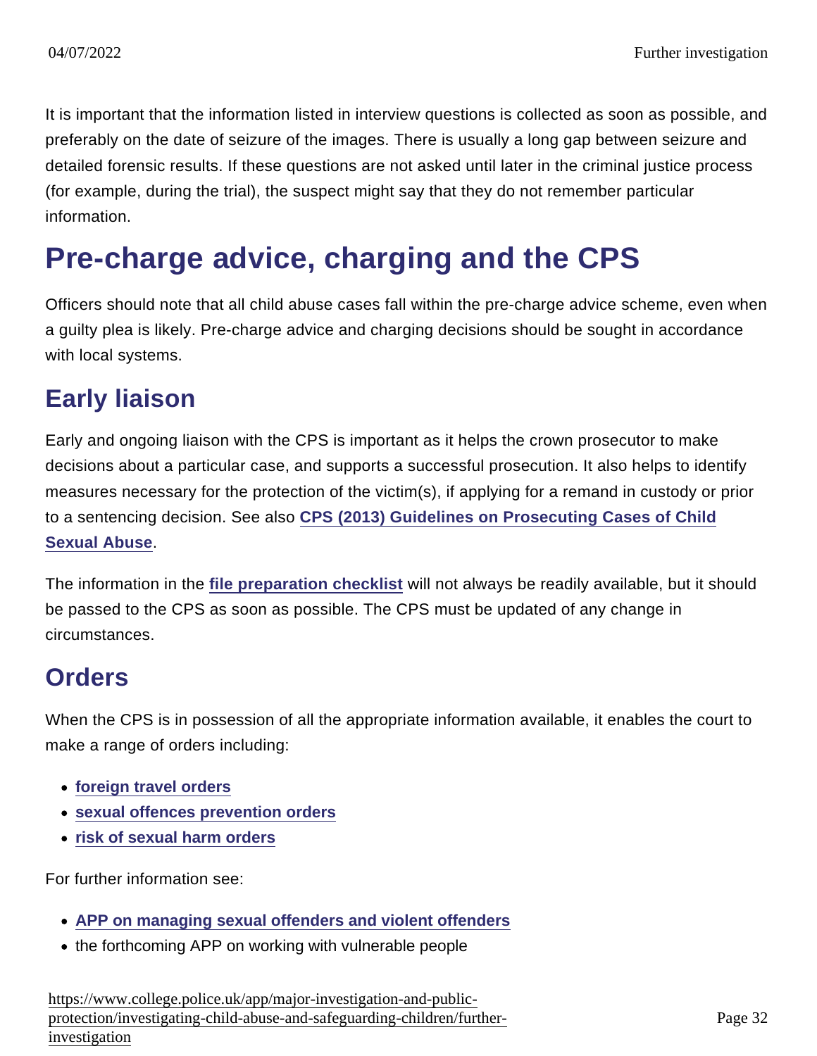It is important that the information listed in interview questions is collected as soon as possible, and preferably on the date of seizure of the images. There is usually a long gap between seizure and detailed forensic results. If these questions are not asked until later in the criminal justice process (for example, during the trial), the suspect might say that they do not remember particular information.

# Pre-charge advice, charging and the CPS

Officers should note that all child abuse cases fall within the pre-charge advice scheme, even when a guilty plea is likely. Pre-charge advice and charging decisions should be sought in accordance with local systems.

## Early liaison

Early and ongoing liaison with the CPS is important as it helps the crown prosecutor to make decisions about a particular case, and supports a successful prosecution. It also helps to identify measures necessary for the protection of the victim(s), if applying for a remand in custody or prior to a sentencing decision. See also **CPS (2013) Guidelines on Prosecuting Cases of Child Sexual Abuse**.

The information in the **file preparation checklist** will not always be readily available, but it should be passed to the CPS as soon as possible. The CPS must be updated of any change in circumstances.

## Orders

When the CPS is in possession of all the appropriate information available, it enables the court to make a range of orders including:

- **foreign travel orders**
- **sexual offences prevention orders**
- **risk of sexual harm orders**

For further information see:

- **APP on managing sexual offenders and violent offenders**
- the forthcoming APP on working with vulnerable people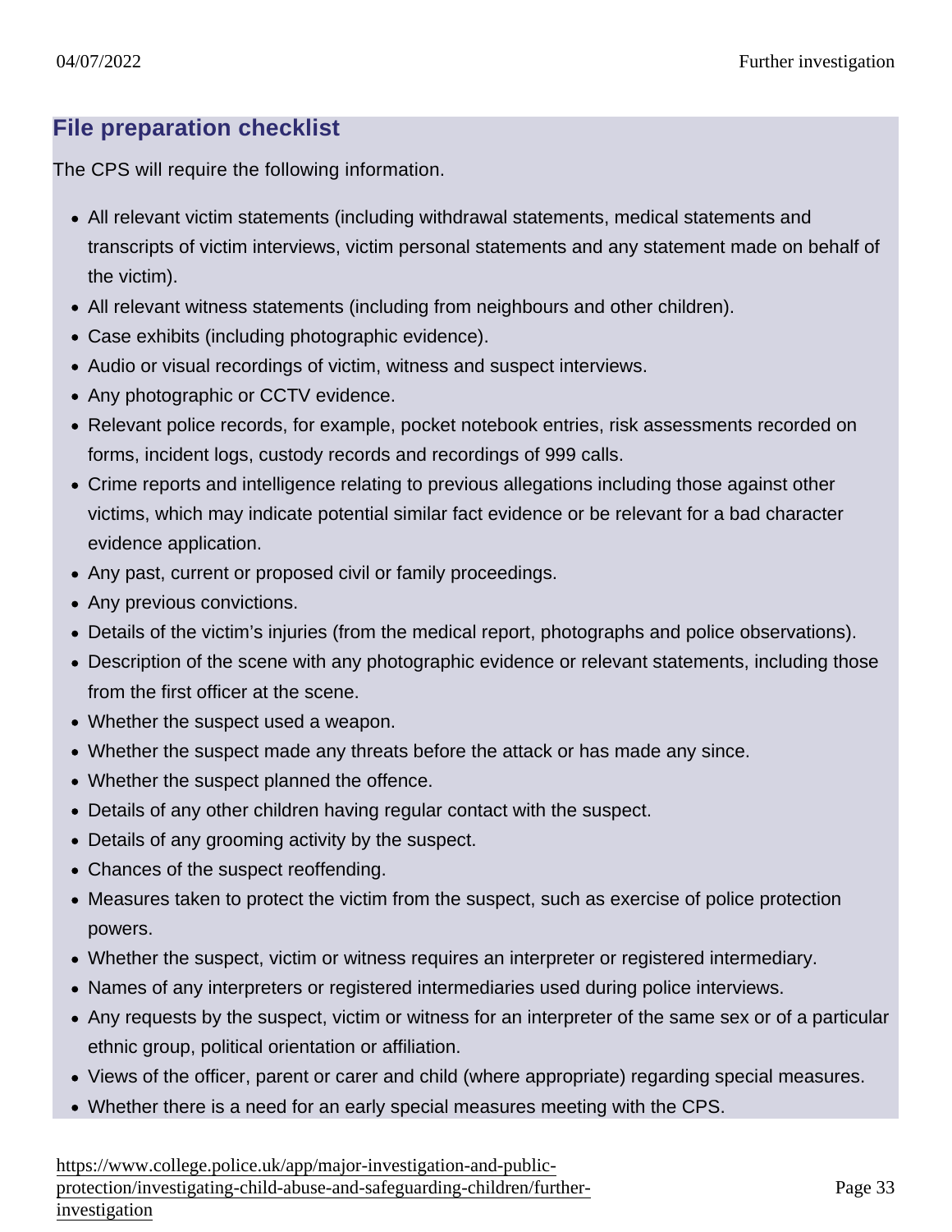## File preparation checklist

The CPS will require the following information.

- All relevant victim statements (including withdrawal statements, medical statements and transcripts of victim interviews, victim personal statements and any statement made on behalf of the victim).
- All relevant witness statements (including from neighbours and other children).
- Case exhibits (including photographic evidence).
- Audio or visual recordings of victim, witness and suspect interviews.
- Any photographic or CCTV evidence.
- Relevant police records, for example, pocket notebook entries, risk assessments recorded on forms, incident logs, custody records and recordings of 999 calls.
- Crime reports and intelligence relating to previous allegations including those against other victims, which may indicate potential similar fact evidence or be relevant for a bad character evidence application.
- Any past, current or proposed civil or family proceedings.
- Any previous convictions.
- Details of the victim's injuries (from the medical report, photographs and police observations).
- Description of the scene with any photographic evidence or relevant statements, including those from the first officer at the scene.
- Whether the suspect used a weapon.
- Whether the suspect made any threats before the attack or has made any since.
- Whether the suspect planned the offence.
- Details of any other children having regular contact with the suspect.
- Details of any grooming activity by the suspect.
- Chances of the suspect reoffending.
- Measures taken to protect the victim from the suspect, such as exercise of police protection powers.
- Whether the suspect, victim or witness requires an interpreter or registered intermediary.
- Names of any interpreters or registered intermediaries used during police interviews.
- Any requests by the suspect, victim or witness for an interpreter of the same sex or of a particular ethnic group, political orientation or affiliation.
- Views of the officer, parent or carer and child (where appropriate) regarding special measures.
- Whether there is a need for an early special measures meeting with the CPS.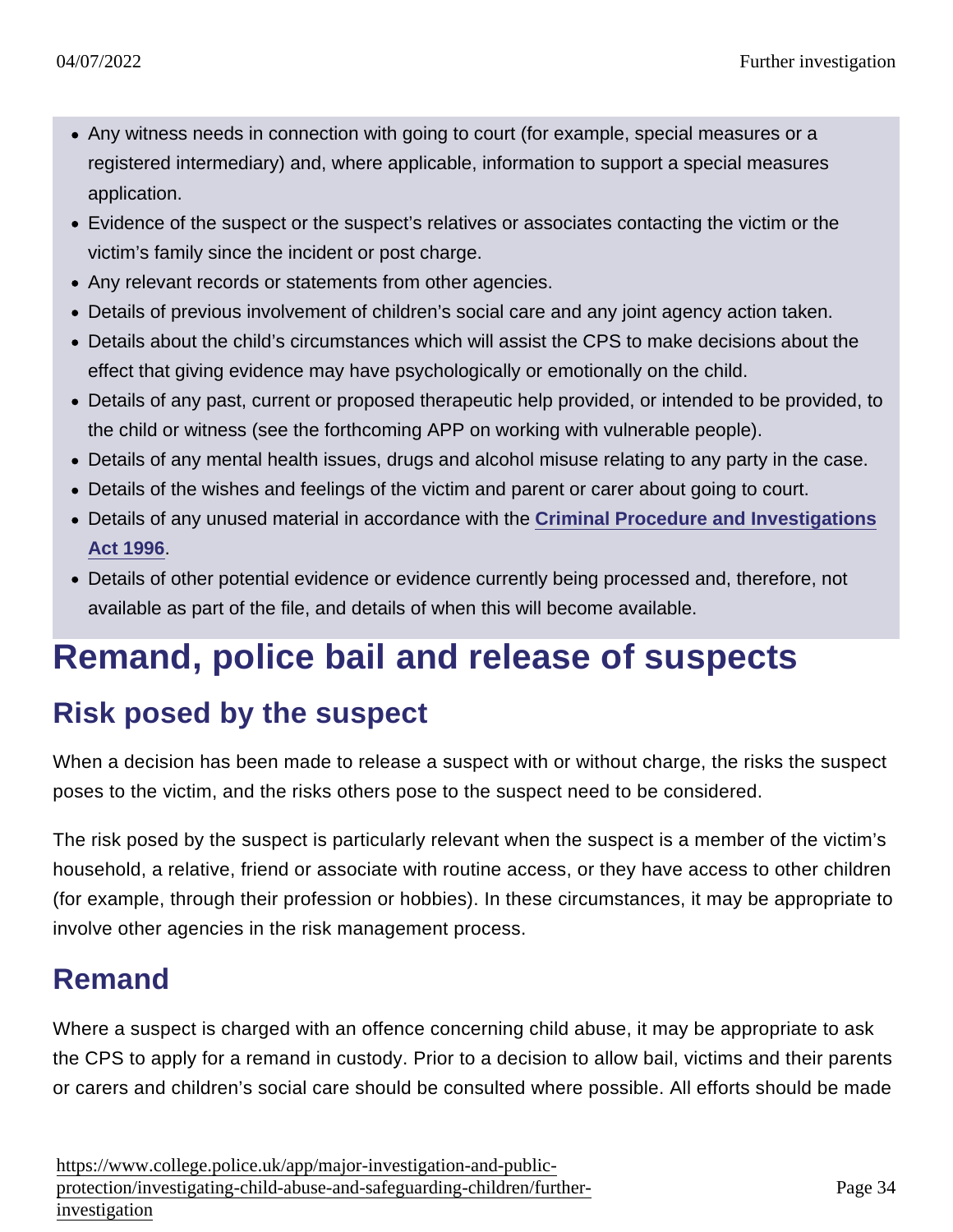- Any witness needs in connection with going to court (for example, special measures or a registered intermediary) and, where applicable, information to support a special measures application.
- Evidence of the suspect or the suspect's relatives or associates contacting the victim or the victim's family since the incident or post charge.
- Any relevant records or statements from other agencies.
- Details of previous involvement of children's social care and any joint agency action taken.
- Details about the child's circumstances which will assist the CPS to make decisions about the effect that giving evidence may have psychologically or emotionally on the child.
- Details of any past, current or proposed therapeutic help provided, or intended to be provided, to the child or witness (see the forthcoming APP on working with vulnerable people).
- Details of any mental health issues, drugs and alcohol misuse relating to any party in the case.
- Details of the wishes and feelings of the victim and parent or carer about going to court.
- Details of any unused material in accordance with the **Criminal Procedure and Investigations Act 1996**.
- Details of other potential evidence or evidence currently being processed and, therefore, not available as part of the file, and details of when this will become available.

# Remand, police bail and release of suspects

## Risk posed by the suspect

When a decision has been made to release a suspect with or without charge, the risks the suspect poses to the victim, and the risks others pose to the suspect need to be considered.

The risk posed by the suspect is particularly relevant when the suspect is a member of the victim's household, a relative, friend or associate with routine access, or they have access to other children (for example, through their profession or hobbies). In these circumstances, it may be appropriate to involve other agencies in the risk management process.

## Remand

Where a suspect is charged with an offence concerning child abuse, it may be appropriate to ask the CPS to apply for a remand in custody. Prior to a decision to allow bail, victims and their parents or carers and children's social care should be consulted where possible. All efforts should be made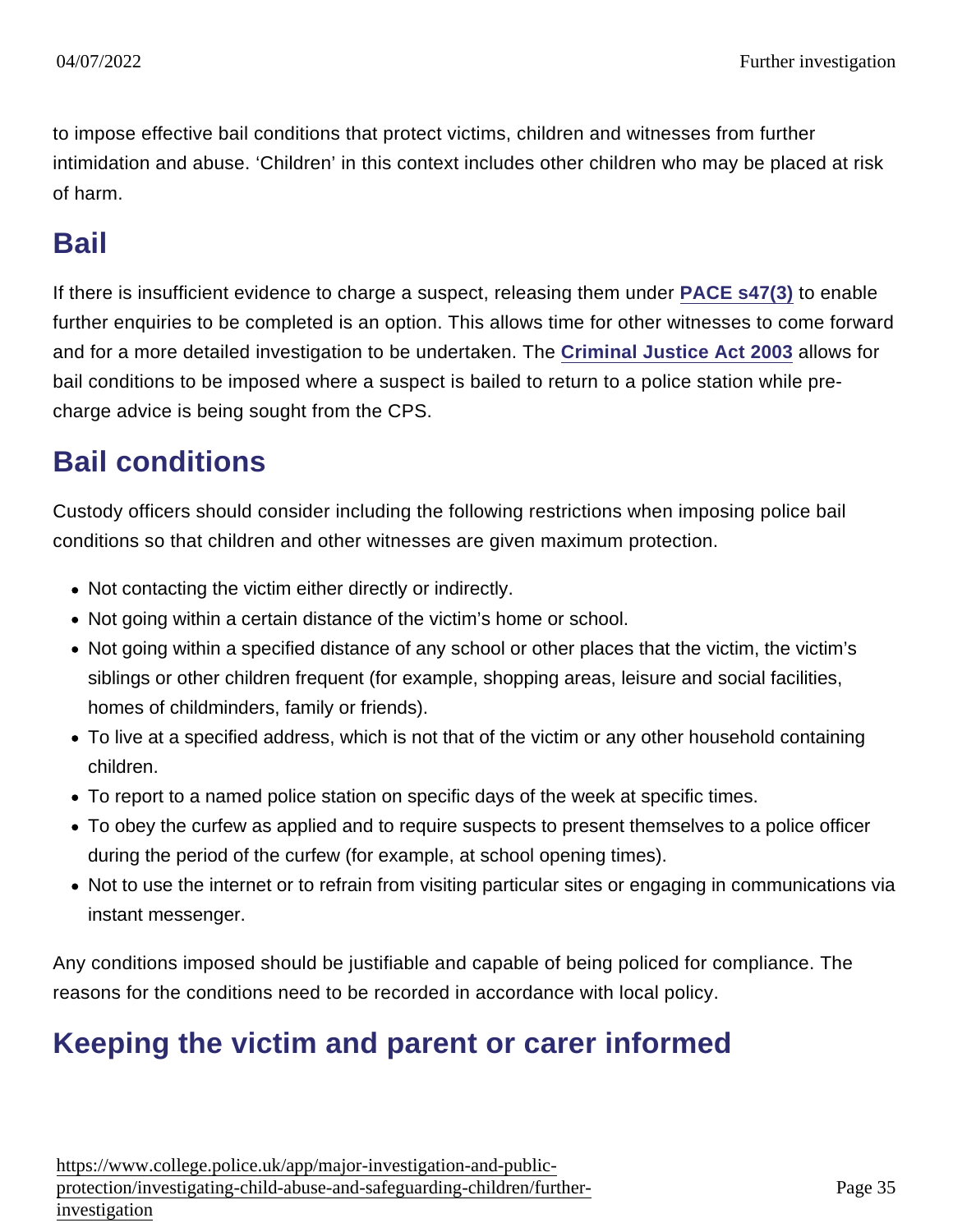to impose effective bail conditions that protect victims, children and witnesses from further intimidation and abuse. 'Children' in this context includes other children who may be placed at risk of harm.

## Bail

If there is insufficient evidence to charge a suspect, releasing them under **PACE s47(3)** to enable further enquiries to be completed is an option. This allows time for other witnesses to come forward and for a more detailed investigation to be undertaken. The **Criminal Justice Act 2003** allows for bail conditions to be imposed where a suspect is bailed to return to a police station while pre-charge advice is being sought from the CPS.

## Bail conditions

Custody officers should consider including the following restrictions when imposing police bail conditions so that children and other witnesses are given maximum protection.

- Not contacting the victim either directly or indirectly.
- Not going within a certain distance of the victim's home or school.
- Not going within a specified distance of any school or other places that the victim, the victim's siblings or other children frequent (for example, shopping areas, leisure and social facilities, homes of childminders, family or friends).
- To live at a specified address, which is not that of the victim or any other household containing children.
- To report to a named police station on specific days of the week at specific times.
- To obey the curfew as applied and to require suspects to present themselves to a police officer during the period of the curfew (for example, at school opening times).
- Not to use the internet or to refrain from visiting particular sites or engaging in communications via instant messenger.

Any conditions imposed should be justifiable and capable of being policed for compliance. The reasons for the conditions need to be recorded in accordance with local policy.

## Keeping the victim and parent or carer informed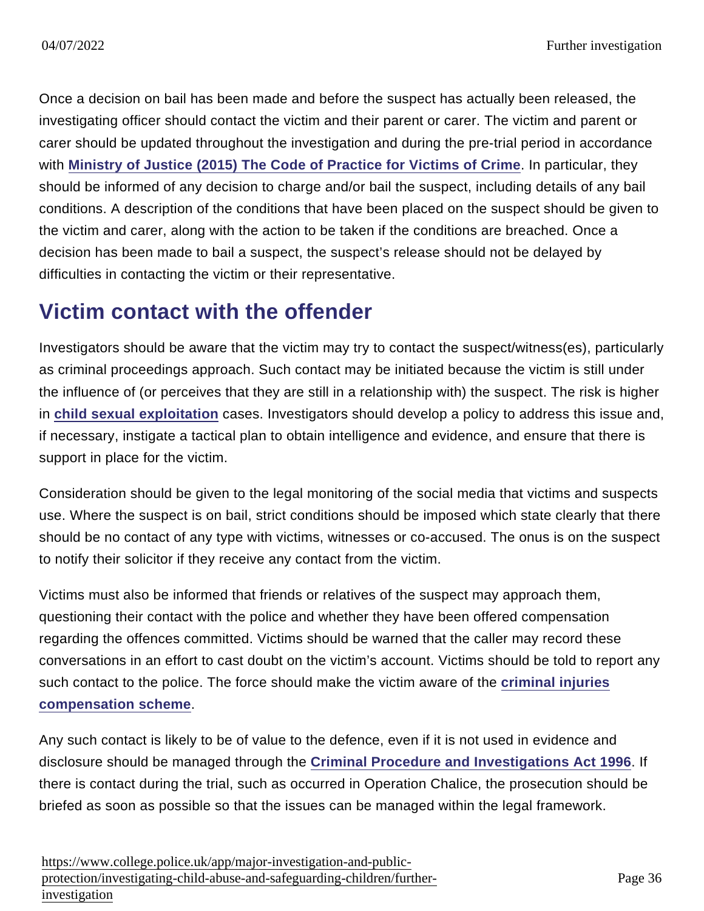Once a decision on bail has been made and before the suspect has actually been released, the investigating officer should contact the victim and their parent or carer. The victim and parent or carer should be updated throughout the investigation and during the pre-trial period in accordance with **Ministry of Justice (2015) The Code of Practice for Victims of Crime**. In particular, they should be informed of any decision to charge and/or bail the suspect, including details of any bail conditions. A description of the conditions that have been placed on the suspect should be given to the victim and carer, along with the action to be taken if the conditions are breached. Once a decision has been made to bail a suspect, the suspect's release should not be delayed by difficulties in contacting the victim or their representative.

## Victim contact with the offender

Investigators should be aware that the victim may try to contact the suspect/witness(es), particularly as criminal proceedings approach. Such contact may be initiated because the victim is still under the influence of (or perceives that they are still in a relationship with) the suspect. The risk is higher in **child sexual exploitation** cases. Investigators should develop a policy to address this issue and, if necessary, instigate a tactical plan to obtain intelligence and evidence, and ensure that there is support in place for the victim.

Consideration should be given to the legal monitoring of the social media that victims and suspects use. Where the suspect is on bail, strict conditions should be imposed which state clearly that there should be no contact of any type with victims, witnesses or co-accused. The onus is on the suspect to notify their solicitor if they receive any contact from the victim.

Victims must also be informed that friends or relatives of the suspect may approach them, questioning their contact with the police and whether they have been offered compensation regarding the offences committed. Victims should be warned that the caller may record these conversations in an effort to cast doubt on the victim's account. Victims should be told to report any such contact to the police. The force should make the victim aware of the **criminal injuries compensation scheme**.

Any such contact is likely to be of value to the defence, even if it is not used in evidence and disclosure should be managed through the **Criminal Procedure and Investigations Act 1996**. If there is contact during the trial, such as occurred in Operation Chalice, the prosecution should be briefed as soon as possible so that the issues can be managed within the legal framework.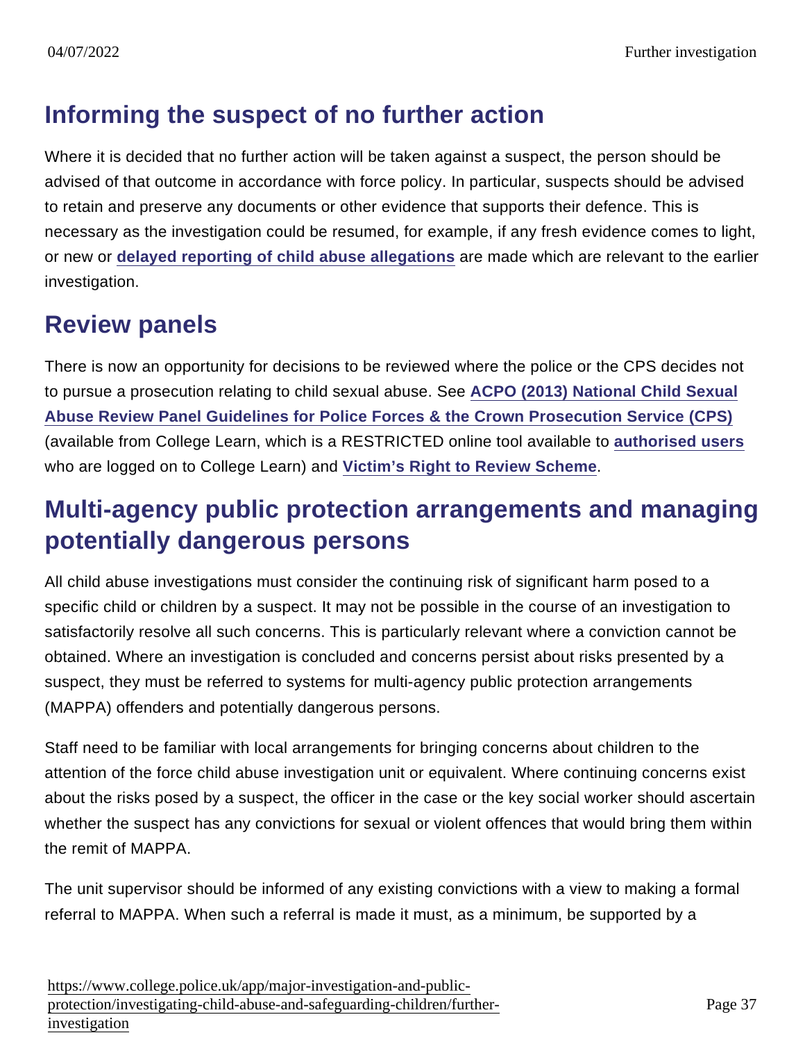## Informing the suspect of no further action

Where it is decided that no further action will be taken against a suspect, the person should be advised of that outcome in accordance with force policy. In particular, suspects should be advised to retain and preserve any documents or other evidence that supports their defence. This is necessary as the investigation could be resumed, for example, if any fresh evidence comes to light, or new or **delayed reporting of child abuse allegations** are made which are relevant to the earlier investigation.

## Review panels

There is now an opportunity for decisions to be reviewed where the police or the CPS decides not to pursue a prosecution relating to child sexual abuse. See **ACPO (2013) National Child Sexual Abuse Review Panel Guidelines for Police Forces & the Crown Prosecution Service (CPS)** (available from College Learn, which is a RESTRICTED online tool available to **authorised users** who are logged on to College Learn) and **Victim's Right to Review Scheme**.

## Multi-agency public protection arrangements and managing potentially dangerous persons

All child abuse investigations must consider the continuing risk of significant harm posed to a specific child or children by a suspect. It may not be possible in the course of an investigation to satisfactorily resolve all such concerns. This is particularly relevant where a conviction cannot be obtained. Where an investigation is concluded and concerns persist about risks presented by a suspect, they must be referred to systems for multi-agency public protection arrangements (MAPPA) offenders and potentially dangerous persons.

Staff need to be familiar with local arrangements for bringing concerns about children to the attention of the force child abuse investigation unit or equivalent. Where continuing concerns exist about the risks posed by a suspect, the officer in the case or the key social worker should ascertain whether the suspect has any convictions for sexual or violent offences that would bring them within the remit of MAPPA.

The unit supervisor should be informed of any existing convictions with a view to making a formal referral to MAPPA. When such a referral is made it must, as a minimum, be supported by a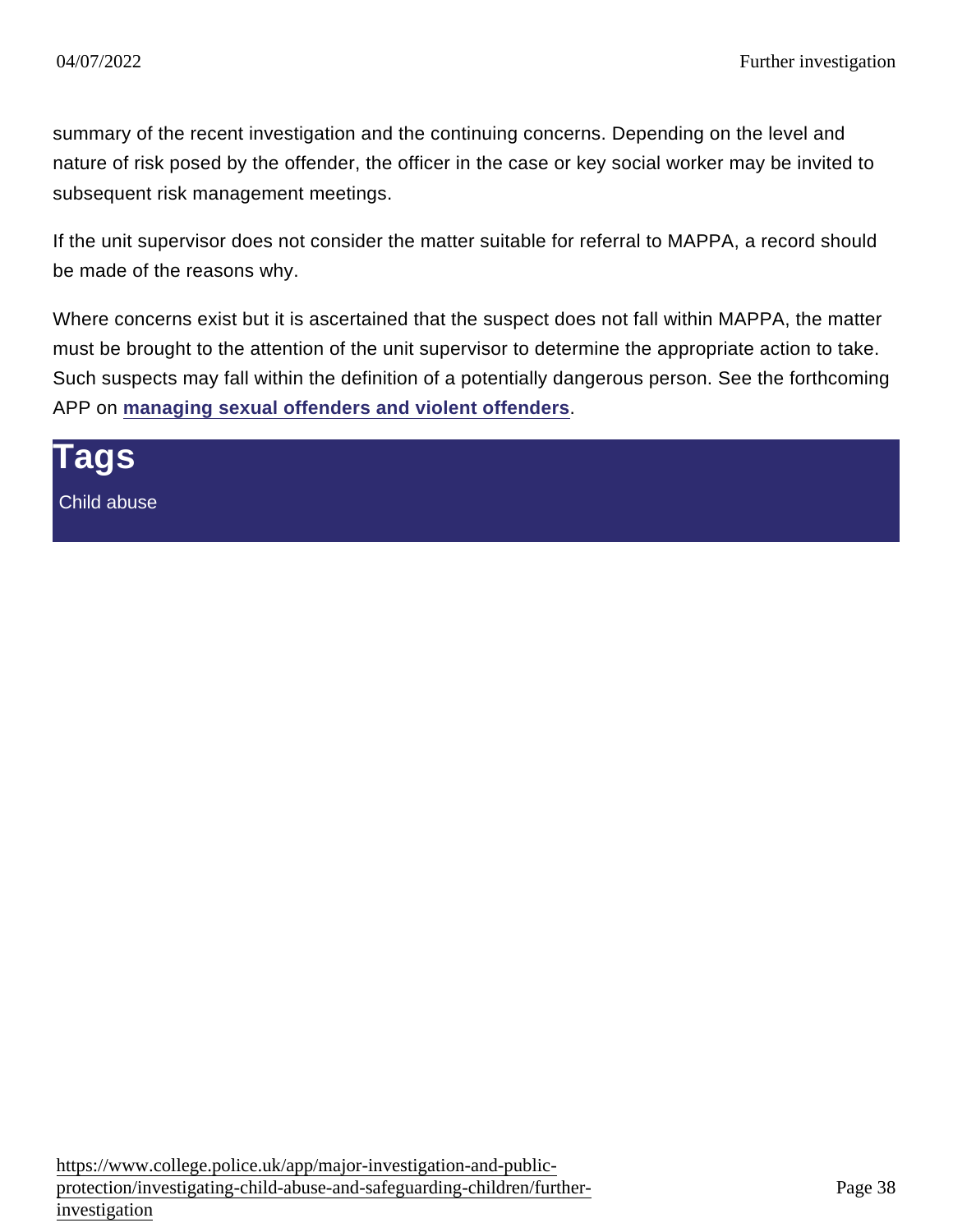summary of the recent investigation and the continuing concerns. Depending on the level and nature of risk posed by the offender, the officer in the case or key social worker may be invited to subsequent risk management meetings.

If the unit supervisor does not consider the matter suitable for referral to MAPPA, a record should be made of the reasons why.

Where concerns exist but it is ascertained that the suspect does not fall within MAPPA, the matter must be brought to the attention of the unit supervisor to determine the appropriate action to take. Such suspects may fall within the definition of a potentially dangerous person. See the forthcoming APP on **managing sexual offenders and violent offenders**.

## Tags

Child abuse